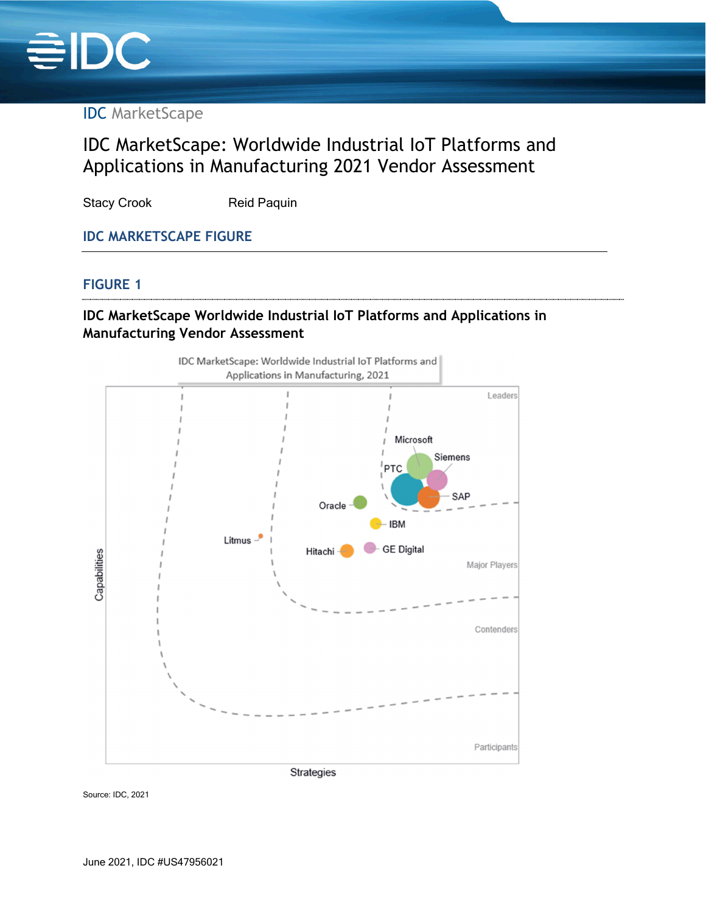IDC MarketScape

# IDC MarketScape: Worldwide Industrial IoT Platforms and Applications in Manufacturing 2021 Vendor Assessment

Stacy Crook Reid Paquin

## IDC MARKETSCAPE FIGURE

### FIGURE 1

**IDC MarketScape Worldwide Industrial IoT Platforms and Applications in Manufacturing Vendor Assessment**

Source: IDC, 2021

June 2021, IDC #US47956021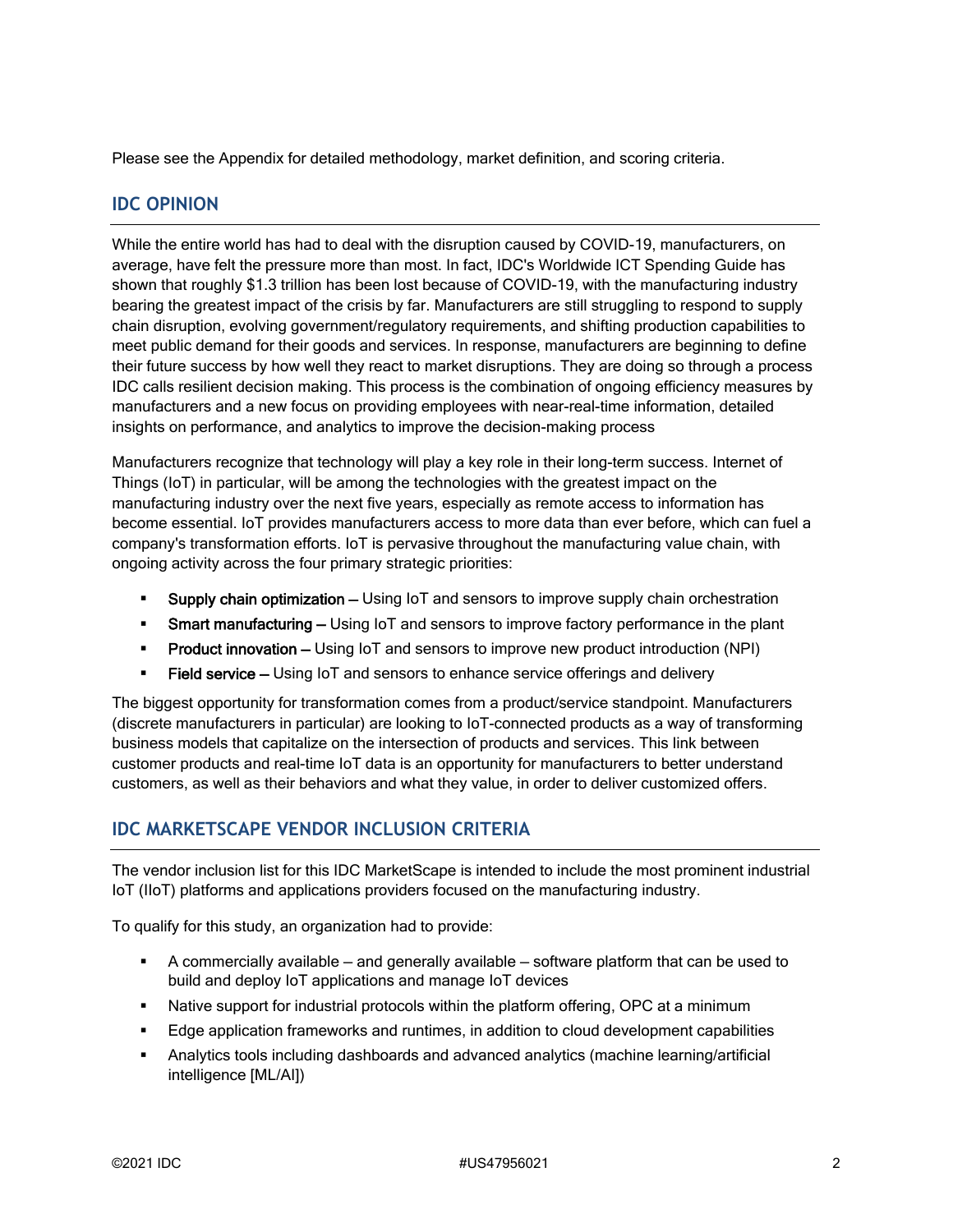Please see the Appendix for detailed methodology, market definition, and scoring criteria.

## IDC OPINION

While the entire world has had to deal with the disruption caused by COVID-19, manufacturers, on average, have felt the pressure more than most. In fact, IDC's Worldwide ICT Spending Guide has shown that roughly $1.3 trillion has been lost because of COVID-19, with the manufacturing industry bearing the greatest impact of the crisis by far. Manufacturers are still struggling to respond to supply chain disruption, evolving government/regulatory requirements, and shifting production capabilities to meet public demand for their goods and services. In response, manufacturers are beginning to define their future success by how well they react to market disruptions. They are doing so through a process IDC calls resilient decision making. This process is the combination of ongoing efficiency measures by manufacturers and a new focus on providing employees with near-real-time information, detailed insights on performance, and analytics to improve the decision-making process

Manufacturers recognize that technology will play a key role in their long-term success. Internet of Things (IoT) in particular, will be among the technologies with the greatest impact on the manufacturing industry over the next five years, especially as remote access to information has become essential. IoT provides manufacturers access to more data than ever before, which can fuel a company's transformation efforts. IoT is pervasive throughout the manufacturing value chain, with ongoing activity across the four primary strategic priorities:

- **Supply chain optimization —** Using IoT and sensors to improve supply chain orchestration
- **Smart manufacturing —** Using IoT and sensors to improve factory performance in the plant
- **Product innovation —** Using IoT and sensors to improve new product introduction (NPI)
- **Field service —** Using IoT and sensors to enhance service offerings and delivery

The biggest opportunity for transformation comes from a product/service standpoint. Manufacturers (discrete manufacturers in particular) are looking to IoT-connected products as a way of transforming business models that capitalize on the intersection of products and services. This link between customer products and real-time IoT data is an opportunity for manufacturers to better understand customers, as well as their behaviors and what they value, in order to deliver customized offers.

## IDC MARKETSCAPE VENDOR INCLUSION CRITERIA

The vendor inclusion list for this IDC MarketScape is intended to include the most prominent industrial IoT (IIoT) platforms and applications providers focused on the manufacturing industry.

To qualify for this study, an organization had to provide:

- A commercially available — and generally available — software platform that can be used to build and deploy IoT applications and manage IoT devices
- Native support for industrial protocols within the platform offering, OPC at a minimum
- Edge application frameworks and runtimes, in addition to cloud development capabilities
- Analytics tools including dashboards and advanced analytics (machine learning/artificial intelligence [ML/AI])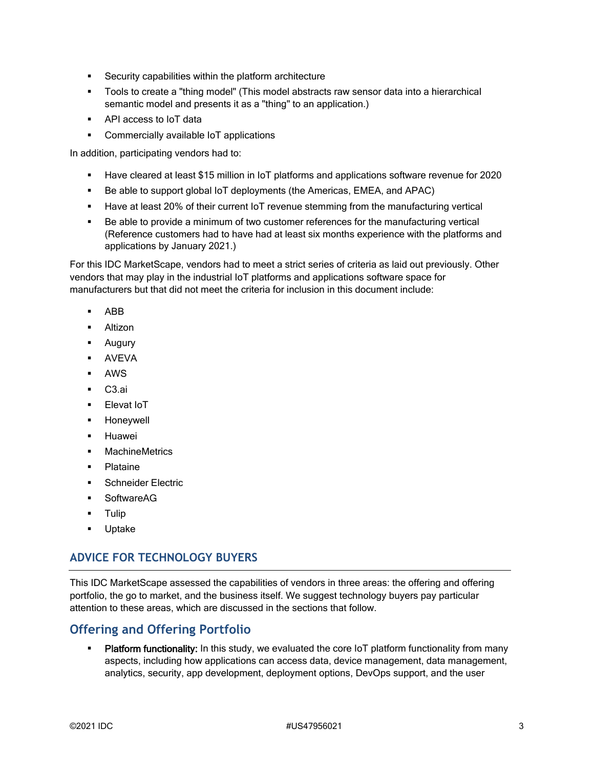- Security capabilities within the platform architecture
- Tools to create a "thing model" (This model abstracts raw sensor data into a hierarchical semantic model and presents it as a "thing" to an application.)
- API access to IoT data
- Commercially available IoT applications

In addition, participating vendors had to:

- Have cleared at least $15 million in IoT platforms and applications software revenue for 2020
- Be able to support global IoT deployments (the Americas, EMEA, and APAC)
- Have at least 20% of their current IoT revenue stemming from the manufacturing vertical
- Be able to provide a minimum of two customer references for the manufacturing vertical (Reference customers had to have had at least six months experience with the platforms and applications by January 2021.)

For this IDC MarketScape, vendors had to meet a strict series of criteria as laid out previously. Other vendors that may play in the industrial IoT platforms and applications software space for manufacturers but that did not meet the criteria for inclusion in this document include:

- ABB
- Altizon
- Augury
- AVEVA
- AWS
- C3.ai
- Elevat IoT
- Honeywell
- Huawei
- MachineMetrics
- Plataine
- Schneider Electric
- SoftwareAG
- Tulip
- Uptake

## ADVICE FOR TECHNOLOGY BUYERS

This IDC MarketScape assessed the capabilities of vendors in three areas: the offering and offering portfolio, the go to market, and the business itself. We suggest technology buyers pay particular attention to these areas, which are discussed in the sections that follow.

## Offering and Offering Portfolio

- **Platform functionality:** In this study, we evaluated the core IoT platform functionality from many aspects, including how applications can access data, device management, data management, analytics, security, app development, deployment options, DevOps support, and the user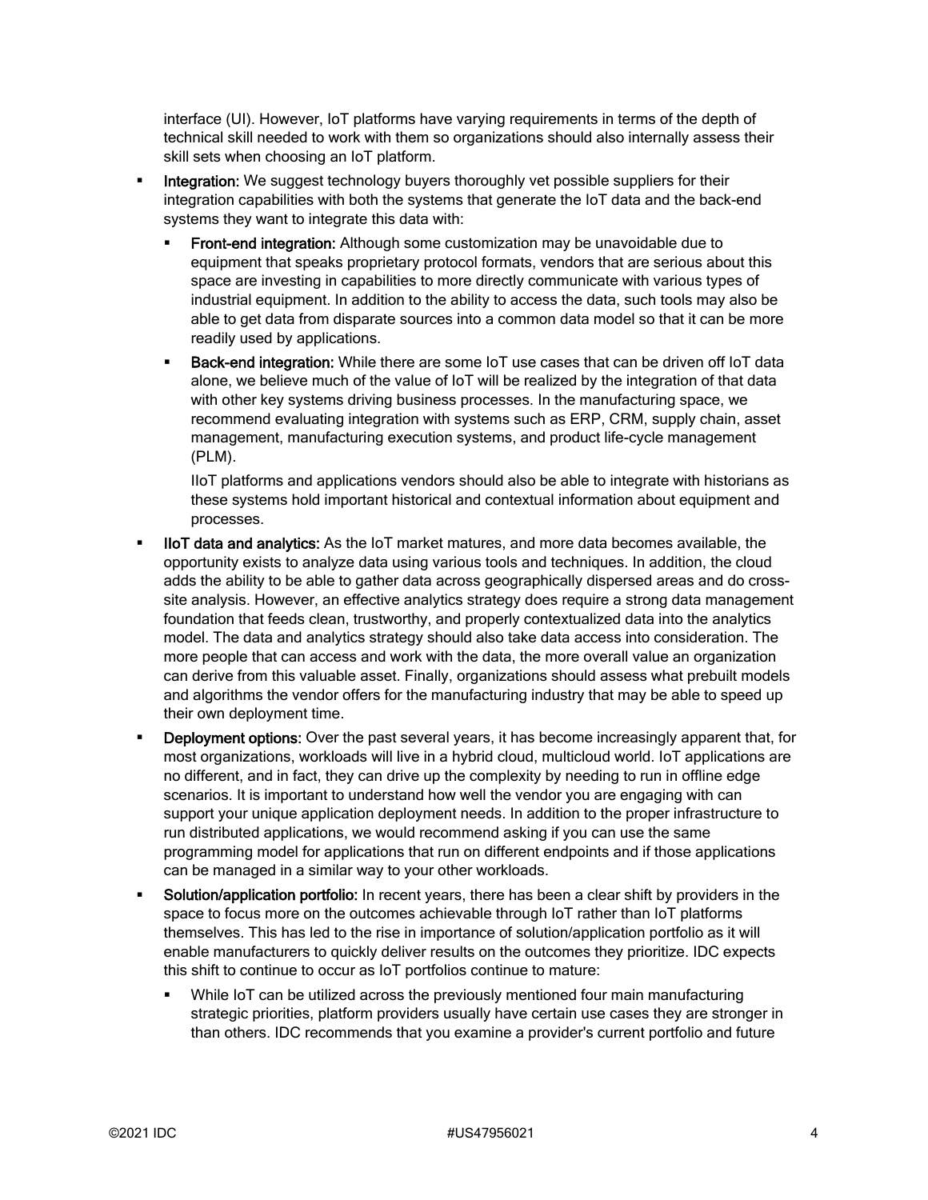interface (UI). However, IoT platforms have varying requirements in terms of the depth of technical skill needed to work with them so organizations should also internally assess their skill sets when choosing an IoT platform.

- **Integration:** We suggest technology buyers thoroughly vet possible suppliers for their integration capabilities with both the systems that generate the IoT data and the back-end systems they want to integrate this data with:
  - **Front-end integration:** Although some customization may be unavoidable due to equipment that speaks proprietary protocol formats, vendors that are serious about this space are investing in capabilities to more directly communicate with various types of industrial equipment. In addition to the ability to access the data, such tools may also be able to get data from disparate sources into a common data model so that it can be more readily used by applications.
  - **Back-end integration:** While there are some IoT use cases that can be driven off IoT data alone, we believe much of the value of IoT will be realized by the integration of that data with other key systems driving business processes. In the manufacturing space, we recommend evaluating integration with systems such as ERP, CRM, supply chain, asset management, manufacturing execution systems, and product life-cycle management (PLM).

    IIoT platforms and applications vendors should also be able to integrate with historians as these systems hold important historical and contextual information about equipment and processes.
- **IIoT data and analytics:** As the IoT market matures, and more data becomes available, the opportunity exists to analyze data using various tools and techniques. In addition, the cloud adds the ability to be able to gather data across geographically dispersed areas and do cross-site analysis. However, an effective analytics strategy does require a strong data management foundation that feeds clean, trustworthy, and properly contextualized data into the analytics model. The data and analytics strategy should also take data access into consideration. The more people that can access and work with the data, the more overall value an organization can derive from this valuable asset. Finally, organizations should assess what prebuilt models and algorithms the vendor offers for the manufacturing industry that may be able to speed up their own deployment time.
- **Deployment options:** Over the past several years, it has become increasingly apparent that, for most organizations, workloads will live in a hybrid cloud, multicloud world. IoT applications are no different, and in fact, they can drive up the complexity by needing to run in offline edge scenarios. It is important to understand how well the vendor you are engaging with can support your unique application deployment needs. In addition to the proper infrastructure to run distributed applications, we would recommend asking if you can use the same programming model for applications that run on different endpoints and if those applications can be managed in a similar way to your other workloads.
- **Solution/application portfolio:** In recent years, there has been a clear shift by providers in the space to focus more on the outcomes achievable through IoT rather than IoT platforms themselves. This has led to the rise in importance of solution/application portfolio as it will enable manufacturers to quickly deliver results on the outcomes they prioritize. IDC expects this shift to continue to occur as IoT portfolios continue to mature:
  - While IoT can be utilized across the previously mentioned four main manufacturing strategic priorities, platform providers usually have certain use cases they are stronger in than others. IDC recommends that you examine a provider's current portfolio and future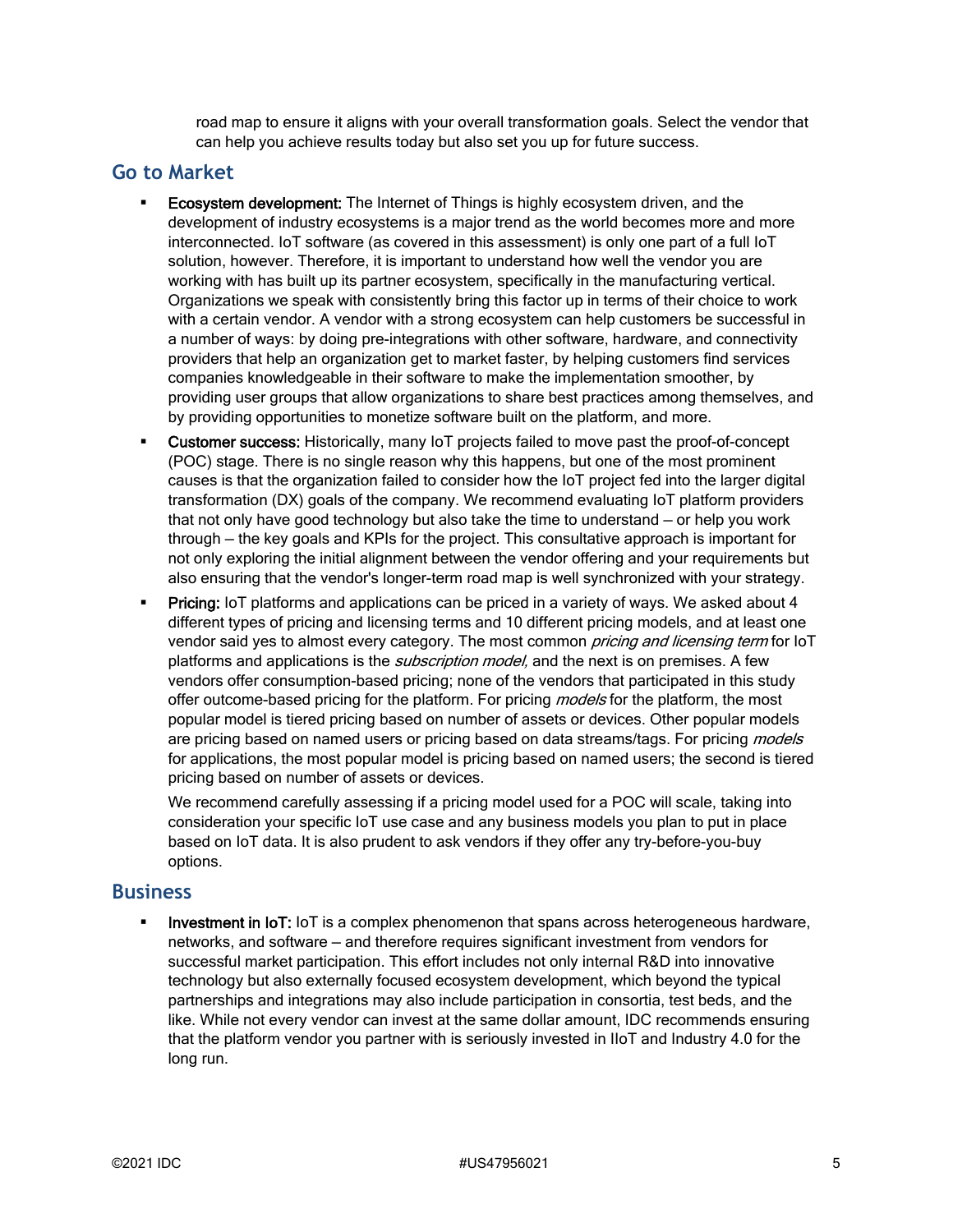road map to ensure it aligns with your overall transformation goals. Select the vendor that can help you achieve results today but also set you up for future success.

## Go to Market

- **Ecosystem development:** The Internet of Things is highly ecosystem driven, and the development of industry ecosystems is a major trend as the world becomes more and more interconnected. IoT software (as covered in this assessment) is only one part of a full IoT solution, however. Therefore, it is important to understand how well the vendor you are working with has built up its partner ecosystem, specifically in the manufacturing vertical. Organizations we speak with consistently bring this factor up in terms of their choice to work with a certain vendor. A vendor with a strong ecosystem can help customers be successful in a number of ways: by doing pre-integrations with other software, hardware, and connectivity providers that help an organization get to market faster, by helping customers find services companies knowledgeable in their software to make the implementation smoother, by providing user groups that allow organizations to share best practices among themselves, and by providing opportunities to monetize software built on the platform, and more.
- **Customer success:** Historically, many IoT projects failed to move past the proof-of-concept (POC) stage. There is no single reason why this happens, but one of the most prominent causes is that the organization failed to consider how the IoT project fed into the larger digital transformation (DX) goals of the company. We recommend evaluating IoT platform providers that not only have good technology but also take the time to understand — or help you work through — the key goals and KPIs for the project. This consultative approach is important for not only exploring the initial alignment between the vendor offering and your requirements but also ensuring that the vendor's longer-term road map is well synchronized with your strategy.
- **Pricing:** IoT platforms and applications can be priced in a variety of ways. We asked about 4 different types of pricing and licensing terms and 10 different pricing models, and at least one vendor said yes to almost every category. The most common *pricing and licensing term* for IoT platforms and applications is the *subscription model,* and the next is on premises. A few vendors offer consumption-based pricing; none of the vendors that participated in this study offer outcome-based pricing for the platform. For pricing *models* for the platform, the most popular model is tiered pricing based on number of assets or devices. Other popular models are pricing based on named users or pricing based on data streams/tags. For pricing *models* for applications, the most popular model is pricing based on named users; the second is tiered pricing based on number of assets or devices.

  We recommend carefully assessing if a pricing model used for a POC will scale, taking into consideration your specific IoT use case and any business models you plan to put in place based on IoT data. It is also prudent to ask vendors if they offer any try-before-you-buy options.

## Business

- **Investment in IoT:** IoT is a complex phenomenon that spans across heterogeneous hardware, networks, and software — and therefore requires significant investment from vendors for successful market participation. This effort includes not only internal R&D into innovative technology but also externally focused ecosystem development, which beyond the typical partnerships and integrations may also include participation in consortia, test beds, and the like. While not every vendor can invest at the same dollar amount, IDC recommends ensuring that the platform vendor you partner with is seriously invested in IIoT and Industry 4.0 for the long run.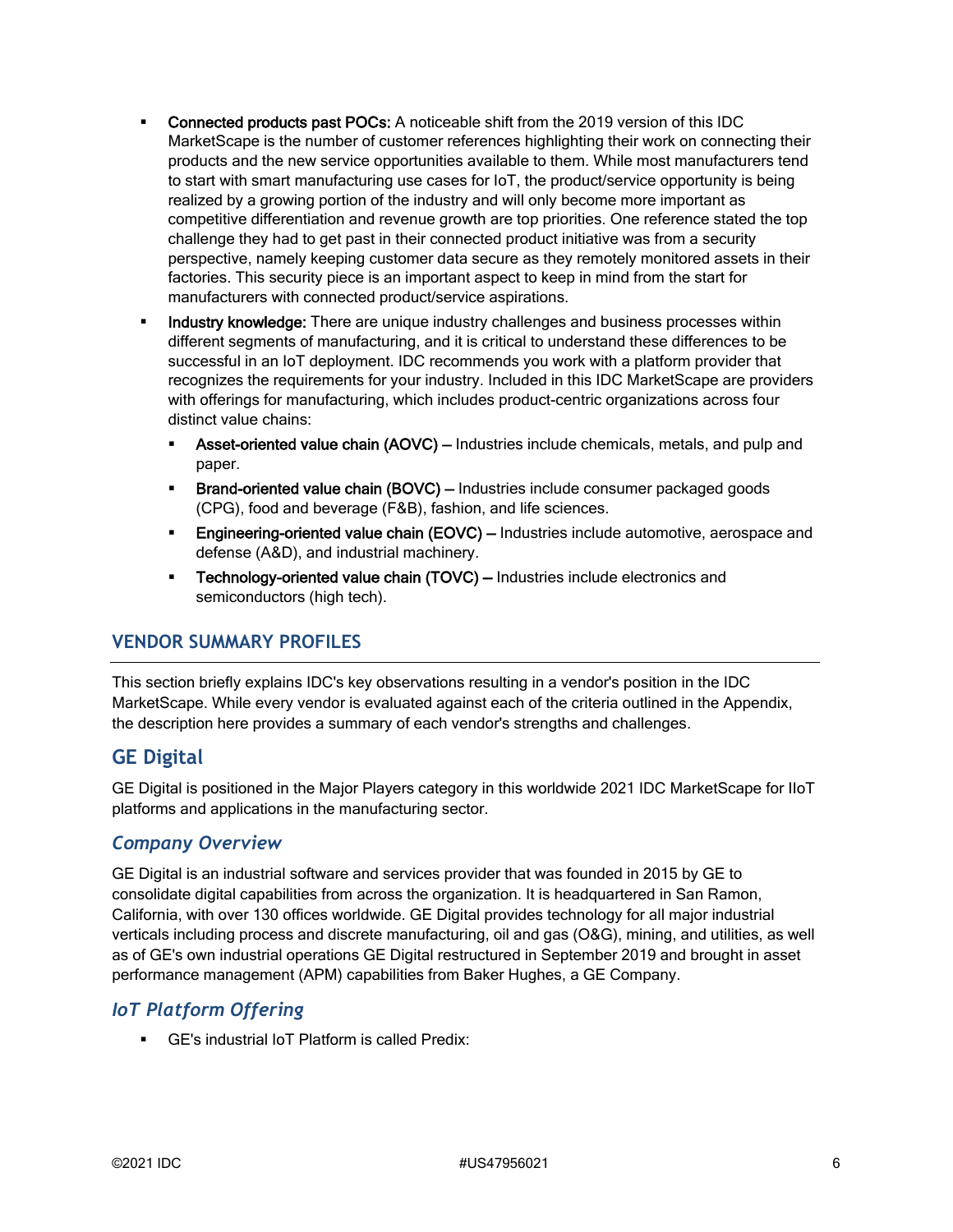- **Connected products past POCs:** A noticeable shift from the 2019 version of this IDC MarketScape is the number of customer references highlighting their work on connecting their products and the new service opportunities available to them. While most manufacturers tend to start with smart manufacturing use cases for IoT, the product/service opportunity is being realized by a growing portion of the industry and will only become more important as competitive differentiation and revenue growth are top priorities. One reference stated the top challenge they had to get past in their connected product initiative was from a security perspective, namely keeping customer data secure as they remotely monitored assets in their factories. This security piece is an important aspect to keep in mind from the start for manufacturers with connected product/service aspirations.
- **Industry knowledge:** There are unique industry challenges and business processes within different segments of manufacturing, and it is critical to understand these differences to be successful in an IoT deployment. IDC recommends you work with a platform provider that recognizes the requirements for your industry. Included in this IDC MarketScape are providers with offerings for manufacturing, which includes product-centric organizations across four distinct value chains:
  - **Asset-oriented value chain (AOVC) —** Industries include chemicals, metals, and pulp and paper.
  - **Brand-oriented value chain (BOVC) —** Industries include consumer packaged goods (CPG), food and beverage (F&B), fashion, and life sciences.
  - **Engineering-oriented value chain (EOVC) —** Industries include automotive, aerospace and defense (A&D), and industrial machinery.
  - **Technology-oriented value chain (TOVC) —** Industries include electronics and semiconductors (high tech).

## VENDOR SUMMARY PROFILES

This section briefly explains IDC's key observations resulting in a vendor's position in the IDC MarketScape. While every vendor is evaluated against each of the criteria outlined in the Appendix, the description here provides a summary of each vendor's strengths and challenges.

## GE Digital

GE Digital is positioned in the Major Players category in this worldwide 2021 IDC MarketScape for IIoT platforms and applications in the manufacturing sector.

### *Company Overview*

GE Digital is an industrial software and services provider that was founded in 2015 by GE to consolidate digital capabilities from across the organization. It is headquartered in San Ramon, California, with over 130 offices worldwide. GE Digital provides technology for all major industrial verticals including process and discrete manufacturing, oil and gas (O&G), mining, and utilities, as well as of GE's own industrial operations GE Digital restructured in September 2019 and brought in asset performance management (APM) capabilities from Baker Hughes, a GE Company.

### *IoT Platform Offering*

- GE's industrial IoT Platform is called Predix: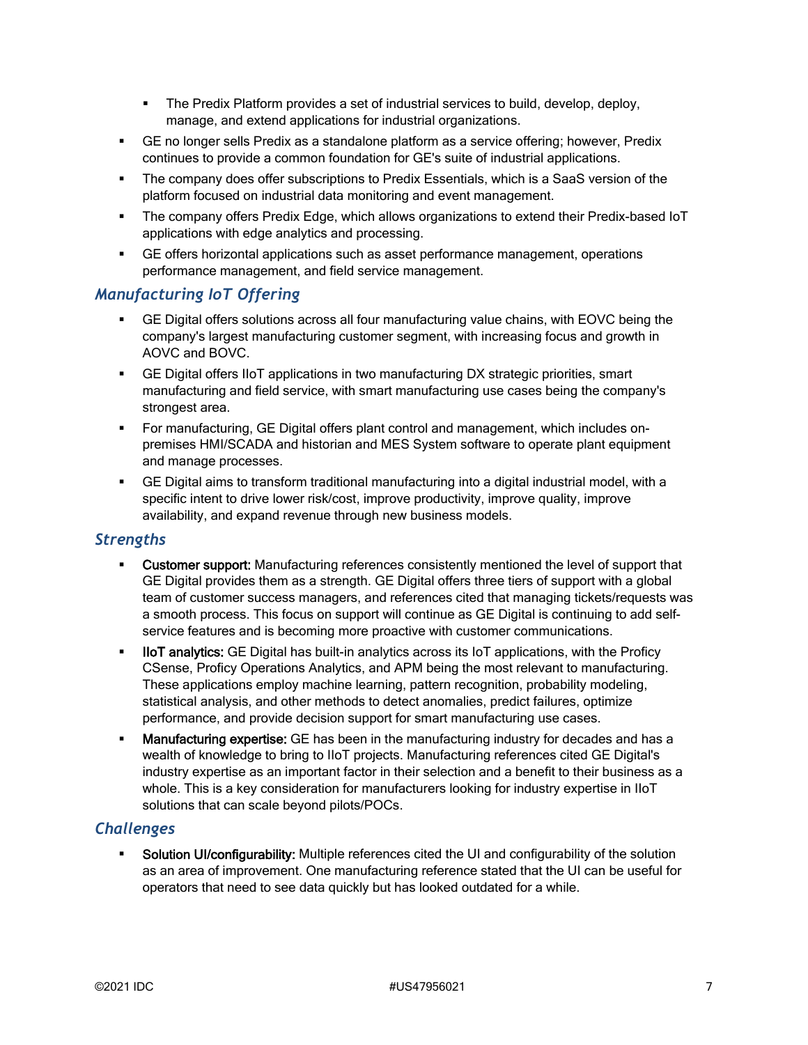- The Predix Platform provides a set of industrial services to build, develop, deploy, manage, and extend applications for industrial organizations.
- GE no longer sells Predix as a standalone platform as a service offering; however, Predix continues to provide a common foundation for GE's suite of industrial applications.
- The company does offer subscriptions to Predix Essentials, which is a SaaS version of the platform focused on industrial data monitoring and event management.
- The company offers Predix Edge, which allows organizations to extend their Predix-based IoT applications with edge analytics and processing.
- GE offers horizontal applications such as asset performance management, operations performance management, and field service management.

### *Manufacturing IoT Offering*

- GE Digital offers solutions across all four manufacturing value chains, with EOVC being the company's largest manufacturing customer segment, with increasing focus and growth in AOVC and BOVC.
- GE Digital offers IIoT applications in two manufacturing DX strategic priorities, smart manufacturing and field service, with smart manufacturing use cases being the company's strongest area.
- For manufacturing, GE Digital offers plant control and management, which includes on-premises HMI/SCADA and historian and MES System software to operate plant equipment and manage processes.
- GE Digital aims to transform traditional manufacturing into a digital industrial model, with a specific intent to drive lower risk/cost, improve productivity, improve quality, improve availability, and expand revenue through new business models.

### *Strengths*

- **Customer support:** Manufacturing references consistently mentioned the level of support that GE Digital provides them as a strength. GE Digital offers three tiers of support with a global team of customer success managers, and references cited that managing tickets/requests was a smooth process. This focus on support will continue as GE Digital is continuing to add self-service features and is becoming more proactive with customer communications.
- **IIoT analytics:** GE Digital has built-in analytics across its IoT applications, with the Proficy CSense, Proficy Operations Analytics, and APM being the most relevant to manufacturing. These applications employ machine learning, pattern recognition, probability modeling, statistical analysis, and other methods to detect anomalies, predict failures, optimize performance, and provide decision support for smart manufacturing use cases.
- **Manufacturing expertise:** GE has been in the manufacturing industry for decades and has a wealth of knowledge to bring to IIoT projects. Manufacturing references cited GE Digital's industry expertise as an important factor in their selection and a benefit to their business as a whole. This is a key consideration for manufacturers looking for industry expertise in IIoT solutions that can scale beyond pilots/POCs.

### *Challenges*

- **Solution UI/configurability:** Multiple references cited the UI and configurability of the solution as an area of improvement. One manufacturing reference stated that the UI can be useful for operators that need to see data quickly but has looked outdated for a while.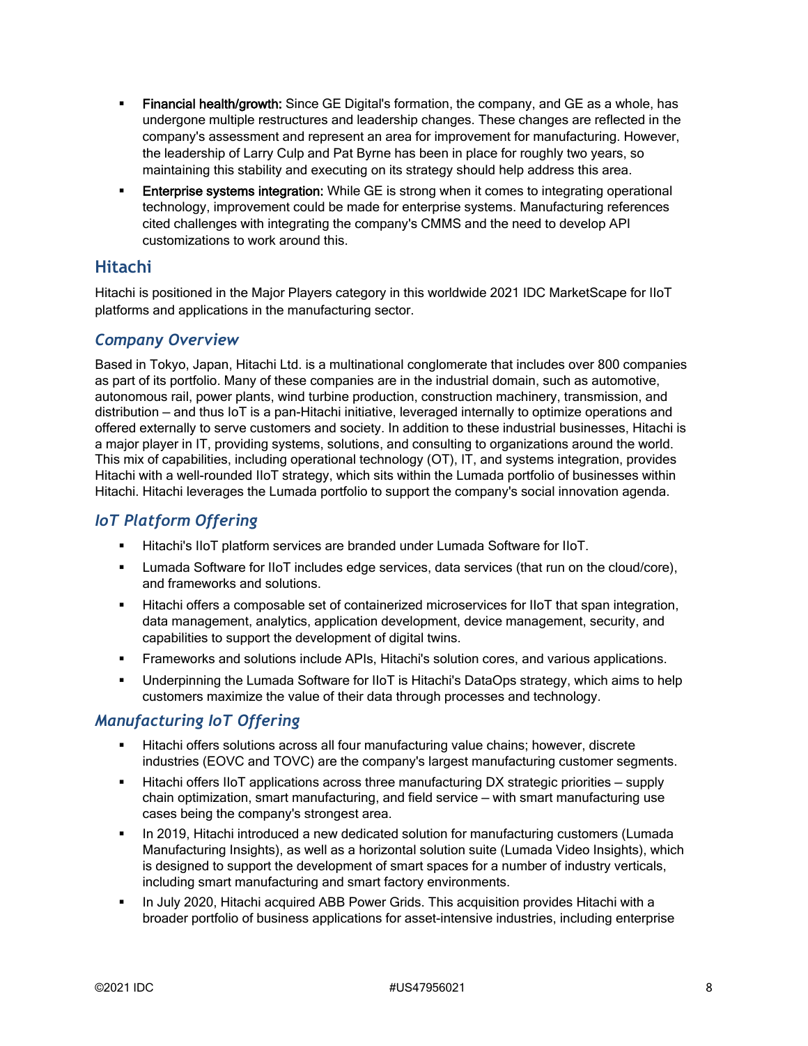- **Financial health/growth:** Since GE Digital's formation, the company, and GE as a whole, has undergone multiple restructures and leadership changes. These changes are reflected in the company's assessment and represent an area for improvement for manufacturing. However, the leadership of Larry Culp and Pat Byrne has been in place for roughly two years, so maintaining this stability and executing on its strategy should help address this area.
- **Enterprise systems integration:** While GE is strong when it comes to integrating operational technology, improvement could be made for enterprise systems. Manufacturing references cited challenges with integrating the company's CMMS and the need to develop API customizations to work around this.

## Hitachi

Hitachi is positioned in the Major Players category in this worldwide 2021 IDC MarketScape for IIoT platforms and applications in the manufacturing sector.

### *Company Overview*

Based in Tokyo, Japan, Hitachi Ltd. is a multinational conglomerate that includes over 800 companies as part of its portfolio. Many of these companies are in the industrial domain, such as automotive, autonomous rail, power plants, wind turbine production, construction machinery, transmission, and distribution — and thus IoT is a pan-Hitachi initiative, leveraged internally to optimize operations and offered externally to serve customers and society. In addition to these industrial businesses, Hitachi is a major player in IT, providing systems, solutions, and consulting to organizations around the world. This mix of capabilities, including operational technology (OT), IT, and systems integration, provides Hitachi with a well-rounded IIoT strategy, which sits within the Lumada portfolio of businesses within Hitachi. Hitachi leverages the Lumada portfolio to support the company's social innovation agenda.

### *IoT Platform Offering*

- Hitachi's IIoT platform services are branded under Lumada Software for IIoT.
- Lumada Software for IIoT includes edge services, data services (that run on the cloud/core), and frameworks and solutions.
- Hitachi offers a composable set of containerized microservices for IIoT that span integration, data management, analytics, application development, device management, security, and capabilities to support the development of digital twins.
- Frameworks and solutions include APIs, Hitachi's solution cores, and various applications.
- Underpinning the Lumada Software for IIoT is Hitachi's DataOps strategy, which aims to help customers maximize the value of their data through processes and technology.

### *Manufacturing IoT Offering*

- Hitachi offers solutions across all four manufacturing value chains; however, discrete industries (EOVC and TOVC) are the company's largest manufacturing customer segments.
- Hitachi offers IIoT applications across three manufacturing DX strategic priorities — supply chain optimization, smart manufacturing, and field service — with smart manufacturing use cases being the company's strongest area.
- In 2019, Hitachi introduced a new dedicated solution for manufacturing customers (Lumada Manufacturing Insights), as well as a horizontal solution suite (Lumada Video Insights), which is designed to support the development of smart spaces for a number of industry verticals, including smart manufacturing and smart factory environments.
- In July 2020, Hitachi acquired ABB Power Grids. This acquisition provides Hitachi with a broader portfolio of business applications for asset-intensive industries, including enterprise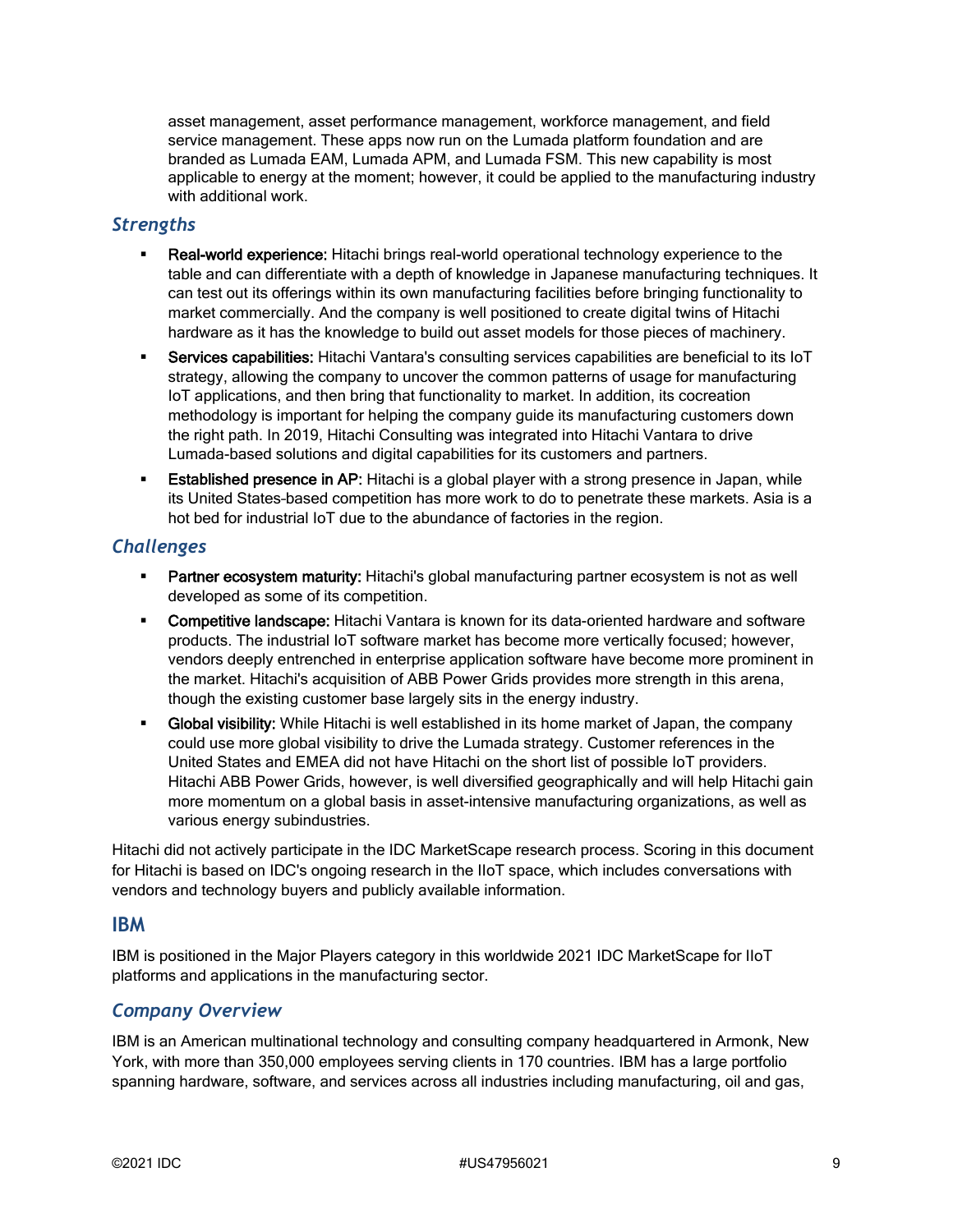asset management, asset performance management, workforce management, and field service management. These apps now run on the Lumada platform foundation and are branded as Lumada EAM, Lumada APM, and Lumada FSM. This new capability is most applicable to energy at the moment; however, it could be applied to the manufacturing industry with additional work.

### *Strengths*

- **Real-world experience:** Hitachi brings real-world operational technology experience to the table and can differentiate with a depth of knowledge in Japanese manufacturing techniques. It can test out its offerings within its own manufacturing facilities before bringing functionality to market commercially. And the company is well positioned to create digital twins of Hitachi hardware as it has the knowledge to build out asset models for those pieces of machinery.
- **Services capabilities:** Hitachi Vantara's consulting services capabilities are beneficial to its IoT strategy, allowing the company to uncover the common patterns of usage for manufacturing IoT applications, and then bring that functionality to market. In addition, its cocreation methodology is important for helping the company guide its manufacturing customers down the right path. In 2019, Hitachi Consulting was integrated into Hitachi Vantara to drive Lumada-based solutions and digital capabilities for its customers and partners.
- **Established presence in AP:** Hitachi is a global player with a strong presence in Japan, while its United States–based competition has more work to do to penetrate these markets. Asia is a hot bed for industrial IoT due to the abundance of factories in the region.

### *Challenges*

- **Partner ecosystem maturity:** Hitachi's global manufacturing partner ecosystem is not as well developed as some of its competition.
- **Competitive landscape:** Hitachi Vantara is known for its data-oriented hardware and software products. The industrial IoT software market has become more vertically focused; however, vendors deeply entrenched in enterprise application software have become more prominent in the market. Hitachi's acquisition of ABB Power Grids provides more strength in this arena, though the existing customer base largely sits in the energy industry.
- **Global visibility:** While Hitachi is well established in its home market of Japan, the company could use more global visibility to drive the Lumada strategy. Customer references in the United States and EMEA did not have Hitachi on the short list of possible IoT providers. Hitachi ABB Power Grids, however, is well diversified geographically and will help Hitachi gain more momentum on a global basis in asset-intensive manufacturing organizations, as well as various energy subindustries.

Hitachi did not actively participate in the IDC MarketScape research process. Scoring in this document for Hitachi is based on IDC's ongoing research in the IIoT space, which includes conversations with vendors and technology buyers and publicly available information.

## IBM

IBM is positioned in the Major Players category in this worldwide 2021 IDC MarketScape for IIoT platforms and applications in the manufacturing sector.

### *Company Overview*

IBM is an American multinational technology and consulting company headquartered in Armonk, New York, with more than 350,000 employees serving clients in 170 countries. IBM has a large portfolio spanning hardware, software, and services across all industries including manufacturing, oil and gas,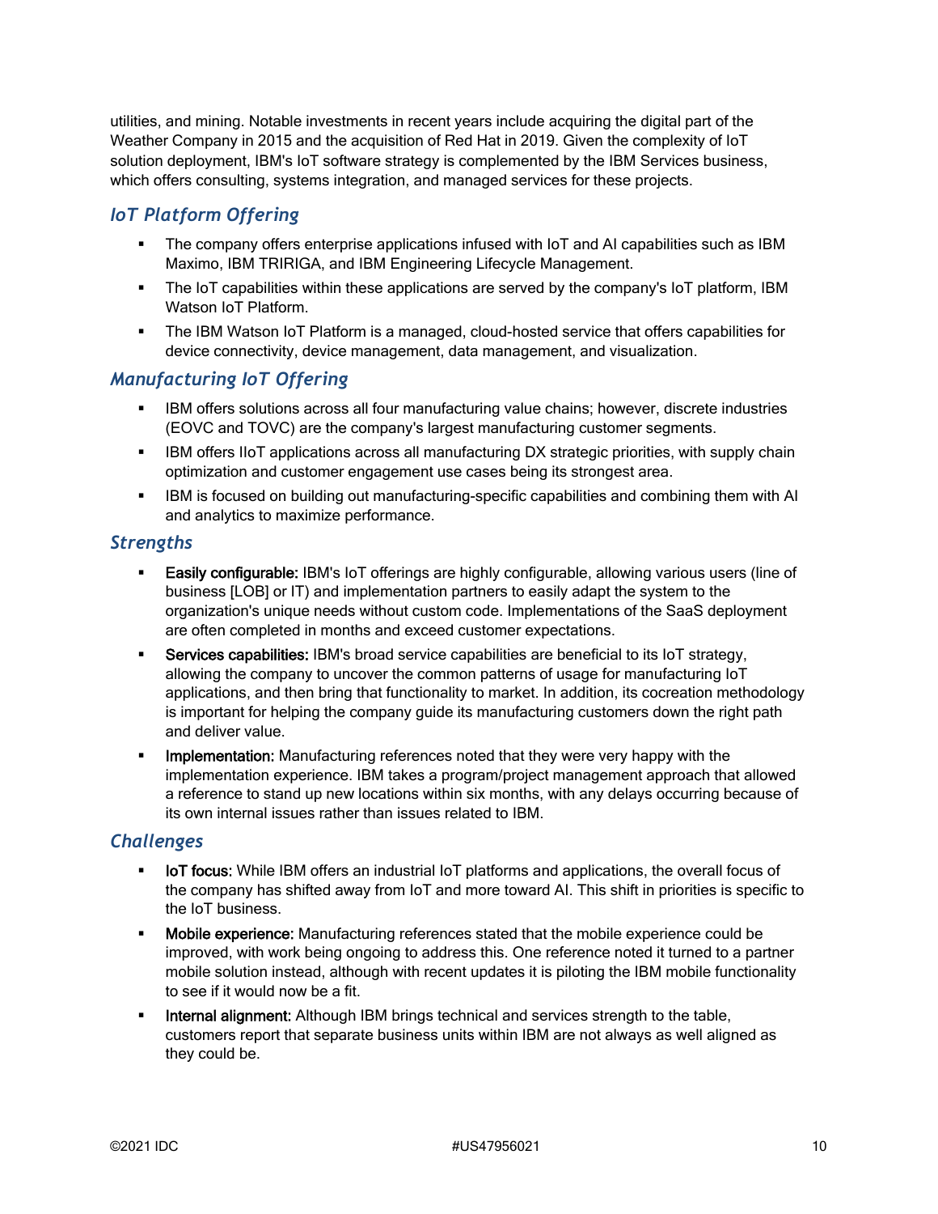utilities, and mining. Notable investments in recent years include acquiring the digital part of the Weather Company in 2015 and the acquisition of Red Hat in 2019. Given the complexity of IoT solution deployment, IBM's IoT software strategy is complemented by the IBM Services business, which offers consulting, systems integration, and managed services for these projects.

### IoT Platform Offering

- The company offers enterprise applications infused with IoT and AI capabilities such as IBM Maximo, IBM TRIRIGA, and IBM Engineering Lifecycle Management.
- The IoT capabilities within these applications are served by the company's IoT platform, IBM Watson IoT Platform.
- The IBM Watson IoT Platform is a managed, cloud-hosted service that offers capabilities for device connectivity, device management, data management, and visualization.

### Manufacturing IoT Offering

- IBM offers solutions across all four manufacturing value chains; however, discrete industries (EOVC and TOVC) are the company's largest manufacturing customer segments.
- IBM offers IIoT applications across all manufacturing DX strategic priorities, with supply chain optimization and customer engagement use cases being its strongest area.
- IBM is focused on building out manufacturing-specific capabilities and combining them with AI and analytics to maximize performance.

### Strengths

- **Easily configurable:** IBM's IoT offerings are highly configurable, allowing various users (line of business [LOB] or IT) and implementation partners to easily adapt the system to the organization's unique needs without custom code. Implementations of the SaaS deployment are often completed in months and exceed customer expectations.
- **Services capabilities:** IBM's broad service capabilities are beneficial to its IoT strategy, allowing the company to uncover the common patterns of usage for manufacturing IoT applications, and then bring that functionality to market. In addition, its cocreation methodology is important for helping the company guide its manufacturing customers down the right path and deliver value.
- **Implementation:** Manufacturing references noted that they were very happy with the implementation experience. IBM takes a program/project management approach that allowed a reference to stand up new locations within six months, with any delays occurring because of its own internal issues rather than issues related to IBM.

### Challenges

- **IoT focus:** While IBM offers an industrial IoT platforms and applications, the overall focus of the company has shifted away from IoT and more toward AI. This shift in priorities is specific to the IoT business.
- **Mobile experience:** Manufacturing references stated that the mobile experience could be improved, with work being ongoing to address this. One reference noted it turned to a partner mobile solution instead, although with recent updates it is piloting the IBM mobile functionality to see if it would now be a fit.
- **Internal alignment:** Although IBM brings technical and services strength to the table, customers report that separate business units within IBM are not always as well aligned as they could be.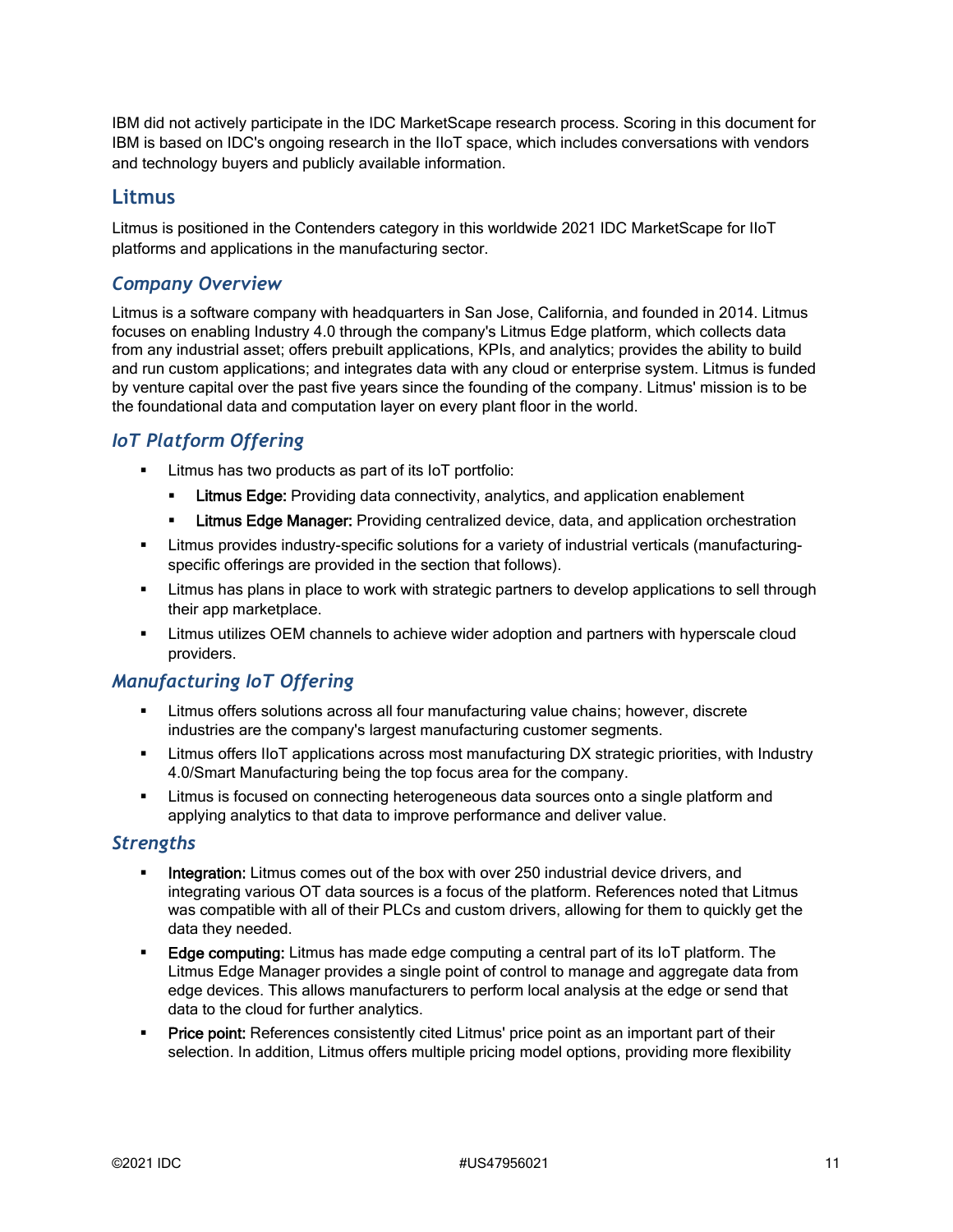IBM did not actively participate in the IDC MarketScape research process. Scoring in this document for IBM is based on IDC's ongoing research in the IIoT space, which includes conversations with vendors and technology buyers and publicly available information.

## Litmus

Litmus is positioned in the Contenders category in this worldwide 2021 IDC MarketScape for IIoT platforms and applications in the manufacturing sector.

### *Company Overview*

Litmus is a software company with headquarters in San Jose, California, and founded in 2014. Litmus focuses on enabling Industry 4.0 through the company's Litmus Edge platform, which collects data from any industrial asset; offers prebuilt applications, KPIs, and analytics; provides the ability to build and run custom applications; and integrates data with any cloud or enterprise system. Litmus is funded by venture capital over the past five years since the founding of the company. Litmus' mission is to be the foundational data and computation layer on every plant floor in the world.

### *IoT Platform Offering*

- Litmus has two products as part of its IoT portfolio:
  - **Litmus Edge:** Providing data connectivity, analytics, and application enablement
  - **Litmus Edge Manager:** Providing centralized device, data, and application orchestration
- Litmus provides industry-specific solutions for a variety of industrial verticals (manufacturing-specific offerings are provided in the section that follows).
- Litmus has plans in place to work with strategic partners to develop applications to sell through their app marketplace.
- Litmus utilizes OEM channels to achieve wider adoption and partners with hyperscale cloud providers.

### *Manufacturing IoT Offering*

- Litmus offers solutions across all four manufacturing value chains; however, discrete industries are the company's largest manufacturing customer segments.
- Litmus offers IIoT applications across most manufacturing DX strategic priorities, with Industry 4.0/Smart Manufacturing being the top focus area for the company.
- Litmus is focused on connecting heterogeneous data sources onto a single platform and applying analytics to that data to improve performance and deliver value.

### *Strengths*

- **Integration:** Litmus comes out of the box with over 250 industrial device drivers, and integrating various OT data sources is a focus of the platform. References noted that Litmus was compatible with all of their PLCs and custom drivers, allowing for them to quickly get the data they needed.
- **Edge computing:** Litmus has made edge computing a central part of its IoT platform. The Litmus Edge Manager provides a single point of control to manage and aggregate data from edge devices. This allows manufacturers to perform local analysis at the edge or send that data to the cloud for further analytics.
- **Price point:** References consistently cited Litmus' price point as an important part of their selection. In addition, Litmus offers multiple pricing model options, providing more flexibility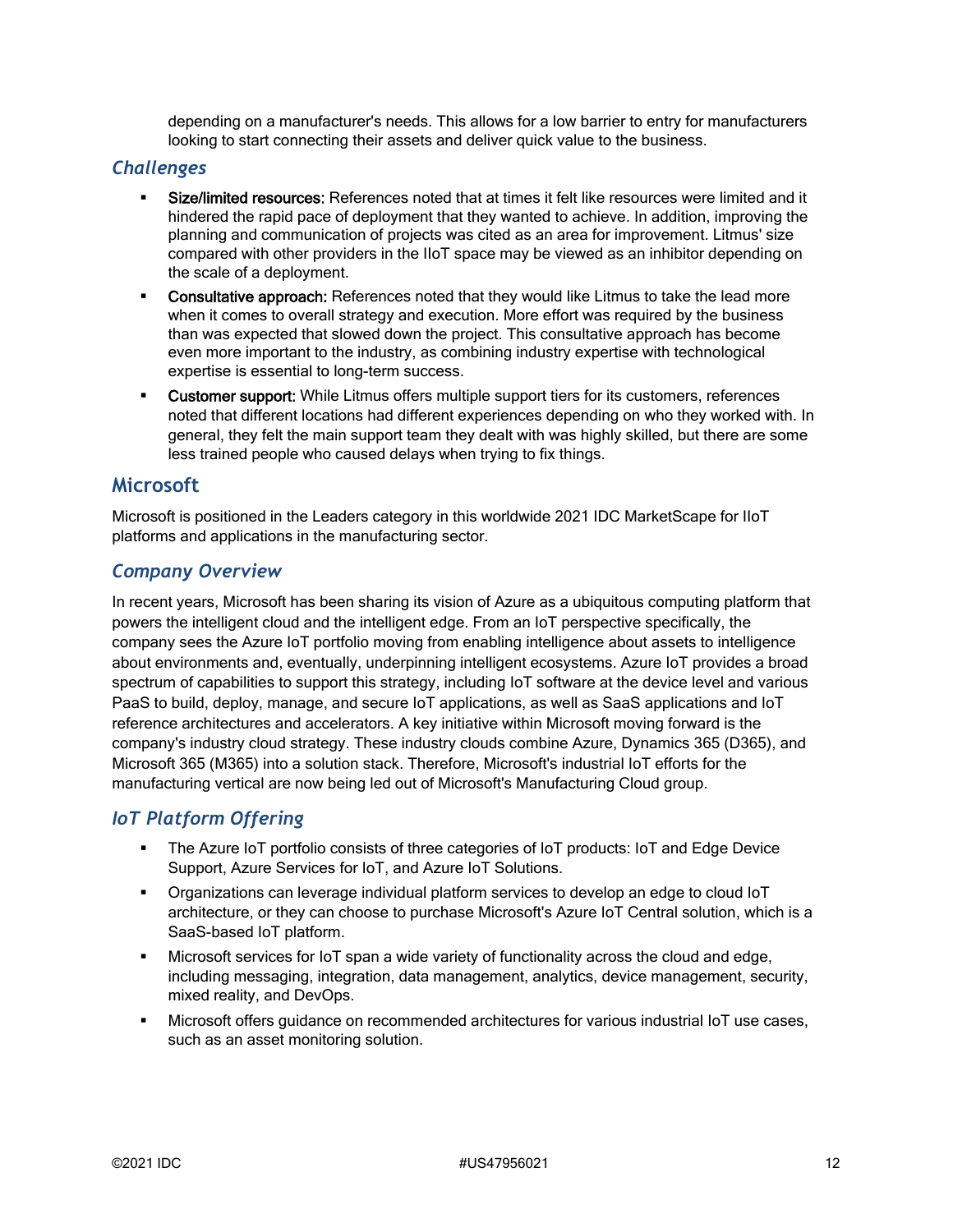depending on a manufacturer's needs. This allows for a low barrier to entry for manufacturers looking to start connecting their assets and deliver quick value to the business.

### *Challenges*

- **Size/limited resources:** References noted that at times it felt like resources were limited and it hindered the rapid pace of deployment that they wanted to achieve. In addition, improving the planning and communication of projects was cited as an area for improvement. Litmus' size compared with other providers in the IIoT space may be viewed as an inhibitor depending on the scale of a deployment.
- **Consultative approach:** References noted that they would like Litmus to take the lead more when it comes to overall strategy and execution. More effort was required by the business than was expected that slowed down the project. This consultative approach has become even more important to the industry, as combining industry expertise with technological expertise is essential to long-term success.
- **Customer support:** While Litmus offers multiple support tiers for its customers, references noted that different locations had different experiences depending on who they worked with. In general, they felt the main support team they dealt with was highly skilled, but there are some less trained people who caused delays when trying to fix things.

## Microsoft

Microsoft is positioned in the Leaders category in this worldwide 2021 IDC MarketScape for IIoT platforms and applications in the manufacturing sector.

### *Company Overview*

In recent years, Microsoft has been sharing its vision of Azure as a ubiquitous computing platform that powers the intelligent cloud and the intelligent edge. From an IoT perspective specifically, the company sees the Azure IoT portfolio moving from enabling intelligence about assets to intelligence about environments and, eventually, underpinning intelligent ecosystems. Azure IoT provides a broad spectrum of capabilities to support this strategy, including IoT software at the device level and various PaaS to build, deploy, manage, and secure IoT applications, as well as SaaS applications and IoT reference architectures and accelerators. A key initiative within Microsoft moving forward is the company's industry cloud strategy. These industry clouds combine Azure, Dynamics 365 (D365), and Microsoft 365 (M365) into a solution stack. Therefore, Microsoft's industrial IoT efforts for the manufacturing vertical are now being led out of Microsoft's Manufacturing Cloud group.

### *IoT Platform Offering*

- The Azure IoT portfolio consists of three categories of IoT products: IoT and Edge Device Support, Azure Services for IoT, and Azure IoT Solutions.
- Organizations can leverage individual platform services to develop an edge to cloud IoT architecture, or they can choose to purchase Microsoft's Azure IoT Central solution, which is a SaaS-based IoT platform.
- Microsoft services for IoT span a wide variety of functionality across the cloud and edge, including messaging, integration, data management, analytics, device management, security, mixed reality, and DevOps.
- Microsoft offers guidance on recommended architectures for various industrial IoT use cases, such as an asset monitoring solution.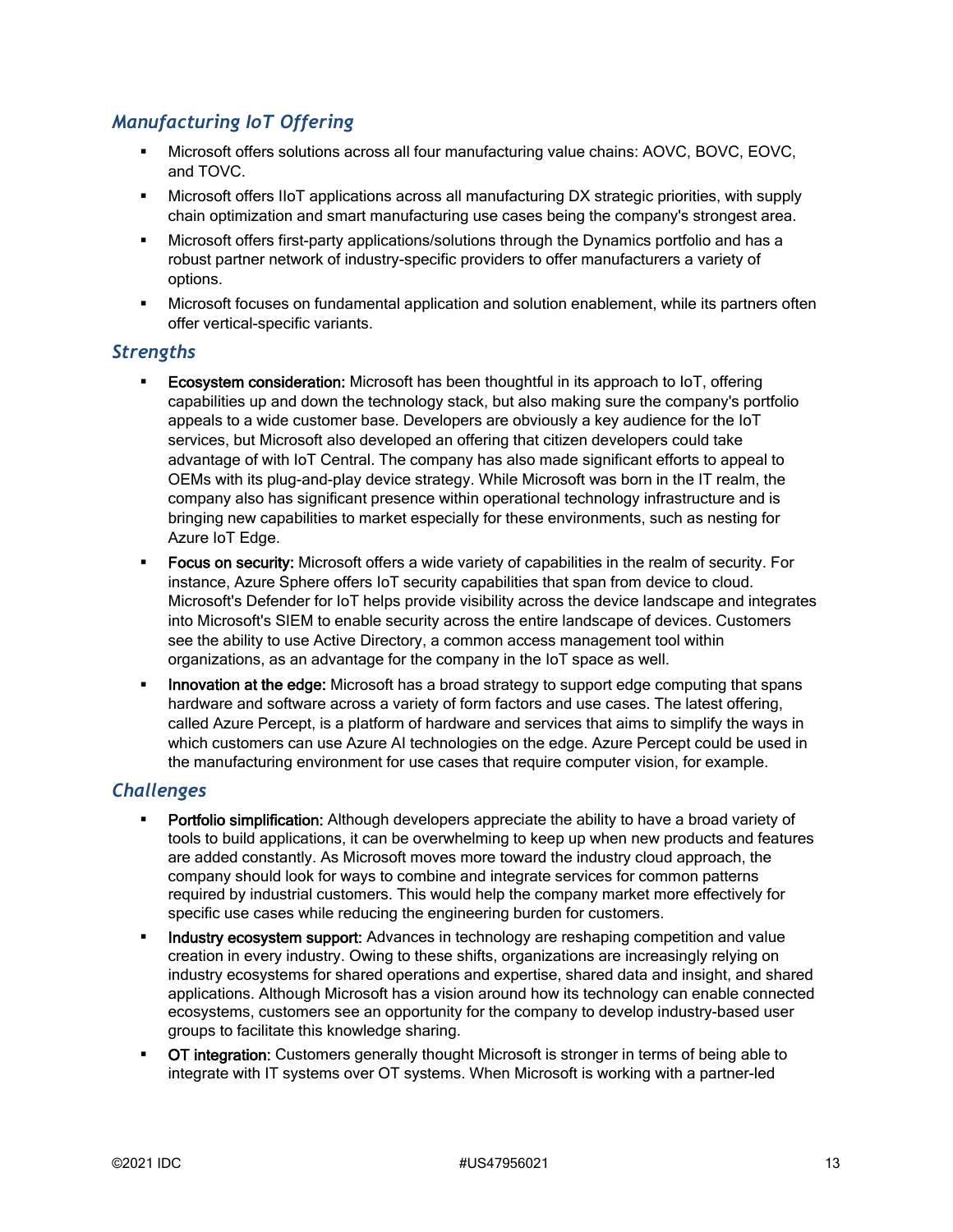### *Manufacturing IoT Offering*

- Microsoft offers solutions across all four manufacturing value chains: AOVC, BOVC, EOVC, and TOVC.
- Microsoft offers IIoT applications across all manufacturing DX strategic priorities, with supply chain optimization and smart manufacturing use cases being the company's strongest area.
- Microsoft offers first-party applications/solutions through the Dynamics portfolio and has a robust partner network of industry-specific providers to offer manufacturers a variety of options.
- Microsoft focuses on fundamental application and solution enablement, while its partners often offer vertical-specific variants.

### *Strengths*

- **Ecosystem consideration:** Microsoft has been thoughtful in its approach to IoT, offering capabilities up and down the technology stack, but also making sure the company's portfolio appeals to a wide customer base. Developers are obviously a key audience for the IoT services, but Microsoft also developed an offering that citizen developers could take advantage of with IoT Central. The company has also made significant efforts to appeal to OEMs with its plug-and-play device strategy. While Microsoft was born in the IT realm, the company also has significant presence within operational technology infrastructure and is bringing new capabilities to market especially for these environments, such as nesting for Azure IoT Edge.
- **Focus on security:** Microsoft offers a wide variety of capabilities in the realm of security. For instance, Azure Sphere offers IoT security capabilities that span from device to cloud. Microsoft's Defender for IoT helps provide visibility across the device landscape and integrates into Microsoft's SIEM to enable security across the entire landscape of devices. Customers see the ability to use Active Directory, a common access management tool within organizations, as an advantage for the company in the IoT space as well.
- **Innovation at the edge:** Microsoft has a broad strategy to support edge computing that spans hardware and software across a variety of form factors and use cases. The latest offering, called Azure Percept, is a platform of hardware and services that aims to simplify the ways in which customers can use Azure AI technologies on the edge. Azure Percept could be used in the manufacturing environment for use cases that require computer vision, for example.

### *Challenges*

- **Portfolio simplification:** Although developers appreciate the ability to have a broad variety of tools to build applications, it can be overwhelming to keep up when new products and features are added constantly. As Microsoft moves more toward the industry cloud approach, the company should look for ways to combine and integrate services for common patterns required by industrial customers. This would help the company market more effectively for specific use cases while reducing the engineering burden for customers.
- **Industry ecosystem support:** Advances in technology are reshaping competition and value creation in every industry. Owing to these shifts, organizations are increasingly relying on industry ecosystems for shared operations and expertise, shared data and insight, and shared applications. Although Microsoft has a vision around how its technology can enable connected ecosystems, customers see an opportunity for the company to develop industry-based user groups to facilitate this knowledge sharing.
- **OT integration:** Customers generally thought Microsoft is stronger in terms of being able to integrate with IT systems over OT systems. When Microsoft is working with a partner-led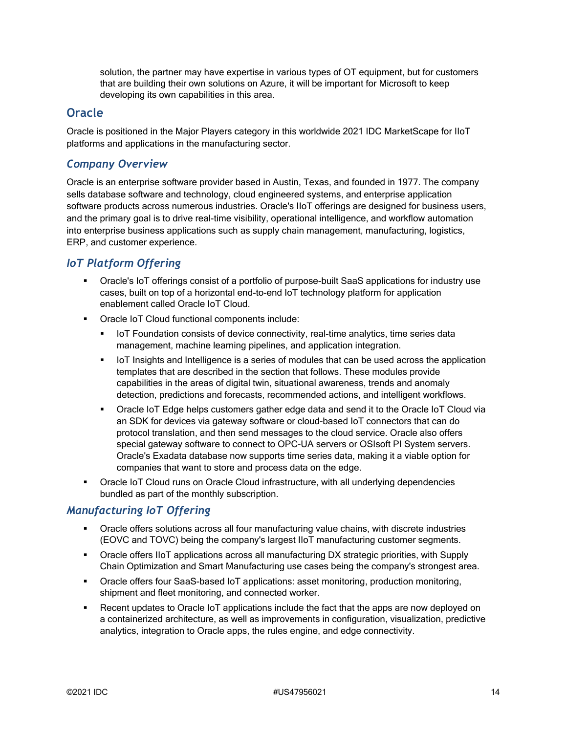solution, the partner may have expertise in various types of OT equipment, but for customers that are building their own solutions on Azure, it will be important for Microsoft to keep developing its own capabilities in this area.

## Oracle

Oracle is positioned in the Major Players category in this worldwide 2021 IDC MarketScape for IIoT platforms and applications in the manufacturing sector.

### *Company Overview*

Oracle is an enterprise software provider based in Austin, Texas, and founded in 1977. The company sells database software and technology, cloud engineered systems, and enterprise application software products across numerous industries. Oracle's IIoT offerings are designed for business users, and the primary goal is to drive real-time visibility, operational intelligence, and workflow automation into enterprise business applications such as supply chain management, manufacturing, logistics, ERP, and customer experience.

### *IoT Platform Offering*

- Oracle's IoT offerings consist of a portfolio of purpose-built SaaS applications for industry use cases, built on top of a horizontal end-to-end IoT technology platform for application enablement called Oracle IoT Cloud.
- Oracle IoT Cloud functional components include:
  - IoT Foundation consists of device connectivity, real-time analytics, time series data management, machine learning pipelines, and application integration.
  - IoT Insights and Intelligence is a series of modules that can be used across the application templates that are described in the section that follows. These modules provide capabilities in the areas of digital twin, situational awareness, trends and anomaly detection, predictions and forecasts, recommended actions, and intelligent workflows.
  - Oracle IoT Edge helps customers gather edge data and send it to the Oracle IoT Cloud via an SDK for devices via gateway software or cloud-based IoT connectors that can do protocol translation, and then send messages to the cloud service. Oracle also offers special gateway software to connect to OPC-UA servers or OSIsoft PI System servers. Oracle's Exadata database now supports time series data, making it a viable option for companies that want to store and process data on the edge.
- Oracle IoT Cloud runs on Oracle Cloud infrastructure, with all underlying dependencies bundled as part of the monthly subscription.

### *Manufacturing IoT Offering*

- Oracle offers solutions across all four manufacturing value chains, with discrete industries (EOVC and TOVC) being the company's largest IIoT manufacturing customer segments.
- Oracle offers IIoT applications across all manufacturing DX strategic priorities, with Supply Chain Optimization and Smart Manufacturing use cases being the company's strongest area.
- Oracle offers four SaaS-based IoT applications: asset monitoring, production monitoring, shipment and fleet monitoring, and connected worker.
- Recent updates to Oracle IoT applications include the fact that the apps are now deployed on a containerized architecture, as well as improvements in configuration, visualization, predictive analytics, integration to Oracle apps, the rules engine, and edge connectivity.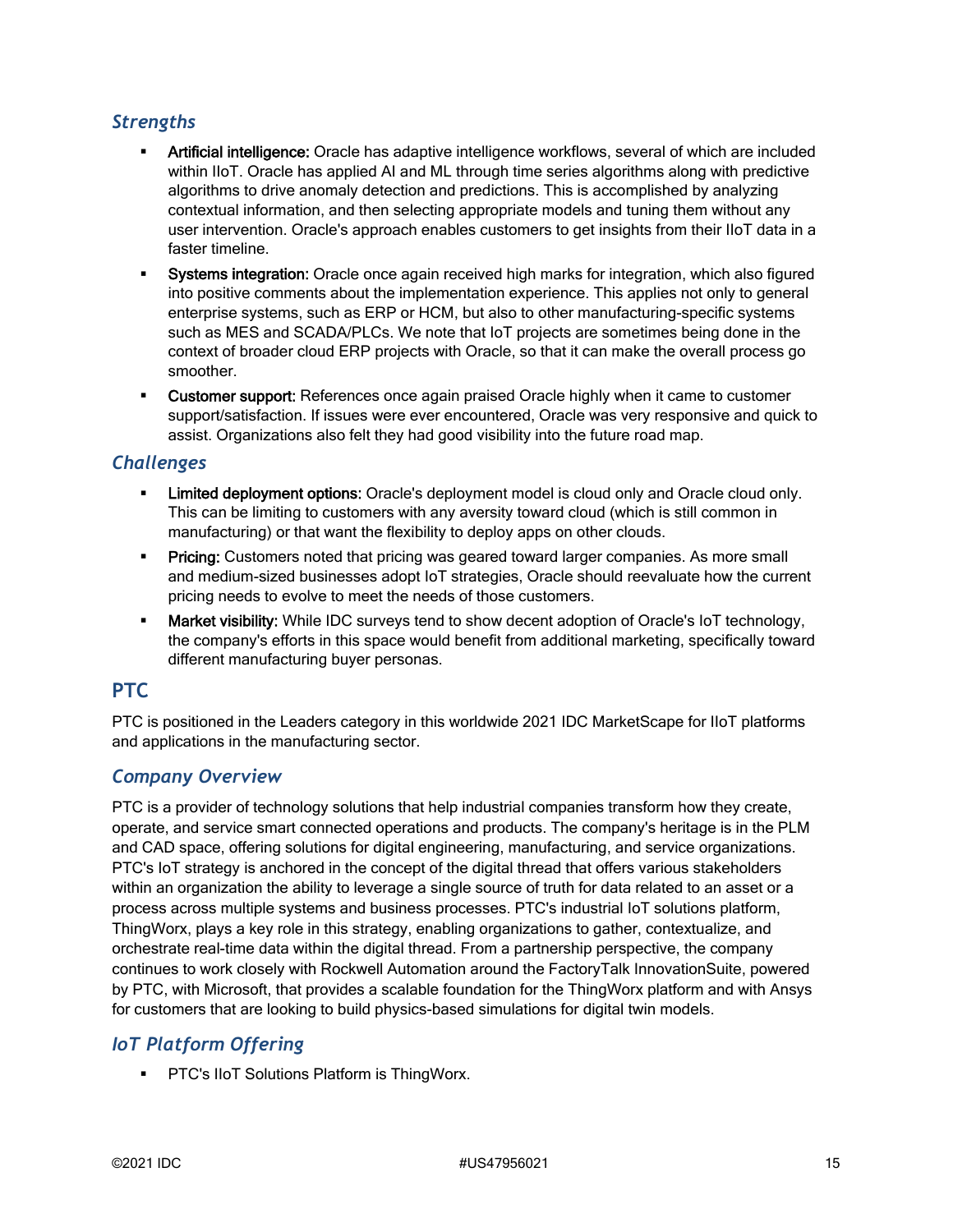### *Strengths*

- **Artificial intelligence:** Oracle has adaptive intelligence workflows, several of which are included within IIoT. Oracle has applied AI and ML through time series algorithms along with predictive algorithms to drive anomaly detection and predictions. This is accomplished by analyzing contextual information, and then selecting appropriate models and tuning them without any user intervention. Oracle's approach enables customers to get insights from their IIoT data in a faster timeline.
- **Systems integration:** Oracle once again received high marks for integration, which also figured into positive comments about the implementation experience. This applies not only to general enterprise systems, such as ERP or HCM, but also to other manufacturing-specific systems such as MES and SCADA/PLCs. We note that IoT projects are sometimes being done in the context of broader cloud ERP projects with Oracle, so that it can make the overall process go smoother.
- **Customer support:** References once again praised Oracle highly when it came to customer support/satisfaction. If issues were ever encountered, Oracle was very responsive and quick to assist. Organizations also felt they had good visibility into the future road map.

### *Challenges*

- **Limited deployment options:** Oracle's deployment model is cloud only and Oracle cloud only. This can be limiting to customers with any aversity toward cloud (which is still common in manufacturing) or that want the flexibility to deploy apps on other clouds.
- **Pricing:** Customers noted that pricing was geared toward larger companies. As more small and medium-sized businesses adopt IoT strategies, Oracle should reevaluate how the current pricing needs to evolve to meet the needs of those customers.
- **Market visibility:** While IDC surveys tend to show decent adoption of Oracle's IoT technology, the company's efforts in this space would benefit from additional marketing, specifically toward different manufacturing buyer personas.

## PTC

PTC is positioned in the Leaders category in this worldwide 2021 IDC MarketScape for IIoT platforms and applications in the manufacturing sector.

### *Company Overview*

PTC is a provider of technology solutions that help industrial companies transform how they create, operate, and service smart connected operations and products. The company's heritage is in the PLM and CAD space, offering solutions for digital engineering, manufacturing, and service organizations. PTC's IoT strategy is anchored in the concept of the digital thread that offers various stakeholders within an organization the ability to leverage a single source of truth for data related to an asset or a process across multiple systems and business processes. PTC's industrial IoT solutions platform, ThingWorx, plays a key role in this strategy, enabling organizations to gather, contextualize, and orchestrate real-time data within the digital thread. From a partnership perspective, the company continues to work closely with Rockwell Automation around the FactoryTalk InnovationSuite, powered by PTC, with Microsoft, that provides a scalable foundation for the ThingWorx platform and with Ansys for customers that are looking to build physics-based simulations for digital twin models.

### *IoT Platform Offering*

- PTC's IIoT Solutions Platform is ThingWorx.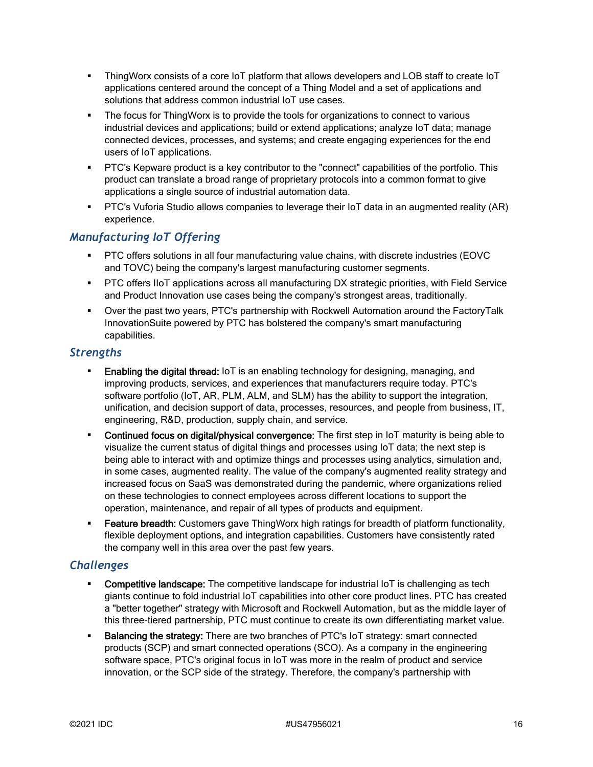- ThingWorx consists of a core IoT platform that allows developers and LOB staff to create IoT applications centered around the concept of a Thing Model and a set of applications and solutions that address common industrial IoT use cases.
- The focus for ThingWorx is to provide the tools for organizations to connect to various industrial devices and applications; build or extend applications; analyze IoT data; manage connected devices, processes, and systems; and create engaging experiences for the end users of IoT applications.
- PTC's Kepware product is a key contributor to the "connect" capabilities of the portfolio. This product can translate a broad range of proprietary protocols into a common format to give applications a single source of industrial automation data.
- PTC's Vuforia Studio allows companies to leverage their IoT data in an augmented reality (AR) experience.

### *Manufacturing IoT Offering*

- PTC offers solutions in all four manufacturing value chains, with discrete industries (EOVC and TOVC) being the company's largest manufacturing customer segments.
- PTC offers IIoT applications across all manufacturing DX strategic priorities, with Field Service and Product Innovation use cases being the company's strongest areas, traditionally.
- Over the past two years, PTC's partnership with Rockwell Automation around the FactoryTalk InnovationSuite powered by PTC has bolstered the company's smart manufacturing capabilities.

### *Strengths*

- **Enabling the digital thread:** IoT is an enabling technology for designing, managing, and improving products, services, and experiences that manufacturers require today. PTC's software portfolio (IoT, AR, PLM, ALM, and SLM) has the ability to support the integration, unification, and decision support of data, processes, resources, and people from business, IT, engineering, R&D, production, supply chain, and service.
- **Continued focus on digital/physical convergence:** The first step in IoT maturity is being able to visualize the current status of digital things and processes using IoT data; the next step is being able to interact with and optimize things and processes using analytics, simulation and, in some cases, augmented reality. The value of the company's augmented reality strategy and increased focus on SaaS was demonstrated during the pandemic, where organizations relied on these technologies to connect employees across different locations to support the operation, maintenance, and repair of all types of products and equipment.
- **Feature breadth:** Customers gave ThingWorx high ratings for breadth of platform functionality, flexible deployment options, and integration capabilities. Customers have consistently rated the company well in this area over the past few years.

### *Challenges*

- **Competitive landscape:** The competitive landscape for industrial IoT is challenging as tech giants continue to fold industrial IoT capabilities into other core product lines. PTC has created a "better together" strategy with Microsoft and Rockwell Automation, but as the middle layer of this three-tiered partnership, PTC must continue to create its own differentiating market value.
- **Balancing the strategy:** There are two branches of PTC's IoT strategy: smart connected products (SCP) and smart connected operations (SCO). As a company in the engineering software space, PTC's original focus in IoT was more in the realm of product and service innovation, or the SCP side of the strategy. Therefore, the company's partnership with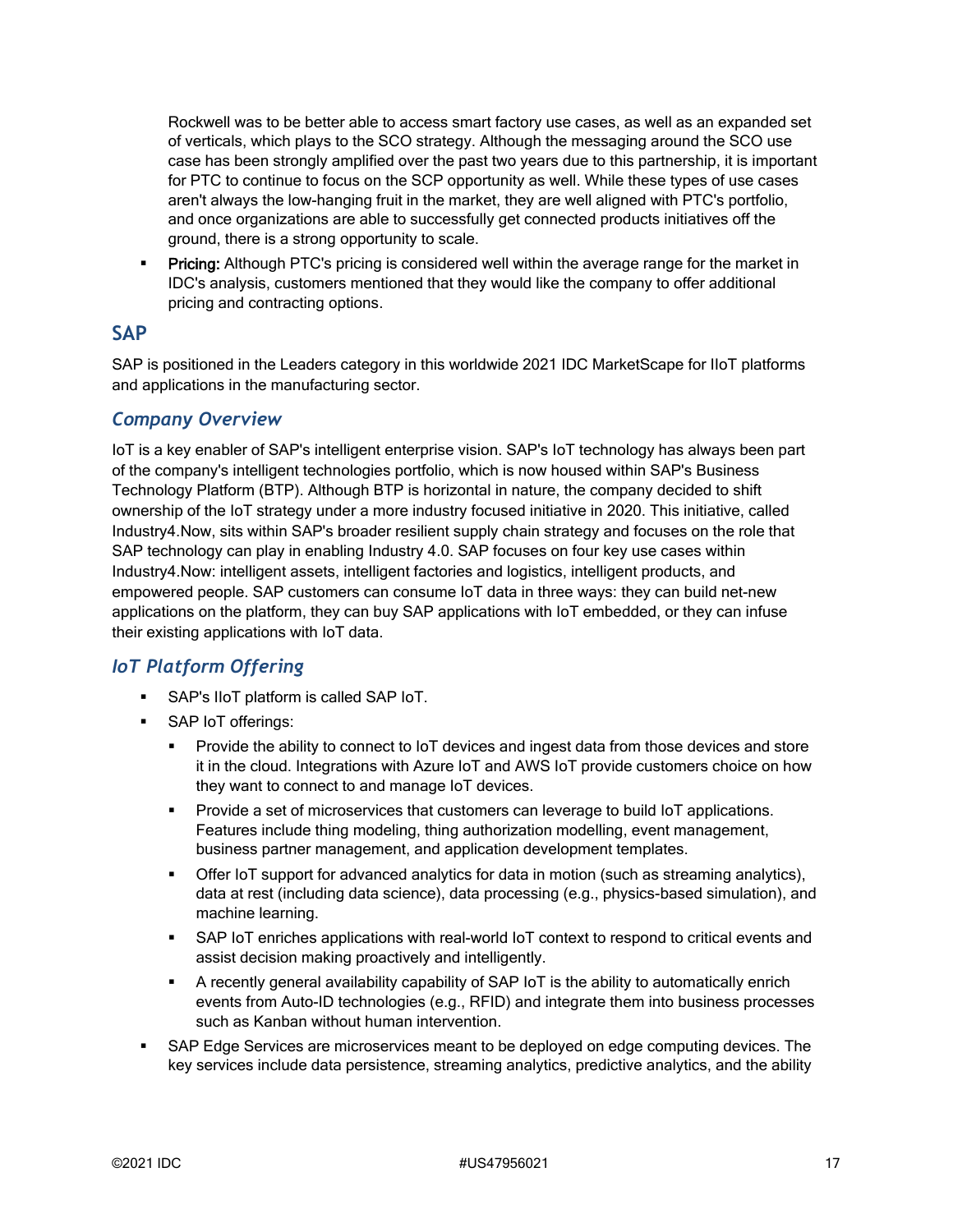Rockwell was to be better able to access smart factory use cases, as well as an expanded set of verticals, which plays to the SCO strategy. Although the messaging around the SCO use case has been strongly amplified over the past two years due to this partnership, it is important for PTC to continue to focus on the SCP opportunity as well. While these types of use cases aren't always the low-hanging fruit in the market, they are well aligned with PTC's portfolio, and once organizations are able to successfully get connected products initiatives off the ground, there is a strong opportunity to scale.

- **Pricing:** Although PTC's pricing is considered well within the average range for the market in IDC's analysis, customers mentioned that they would like the company to offer additional pricing and contracting options.

## SAP

SAP is positioned in the Leaders category in this worldwide 2021 IDC MarketScape for IIoT platforms and applications in the manufacturing sector.

### *Company Overview*

IoT is a key enabler of SAP's intelligent enterprise vision. SAP's IoT technology has always been part of the company's intelligent technologies portfolio, which is now housed within SAP's Business Technology Platform (BTP). Although BTP is horizontal in nature, the company decided to shift ownership of the IoT strategy under a more industry focused initiative in 2020. This initiative, called Industry4.Now, sits within SAP's broader resilient supply chain strategy and focuses on the role that SAP technology can play in enabling Industry 4.0. SAP focuses on four key use cases within Industry4.Now: intelligent assets, intelligent factories and logistics, intelligent products, and empowered people. SAP customers can consume IoT data in three ways: they can build net-new applications on the platform, they can buy SAP applications with IoT embedded, or they can infuse their existing applications with IoT data.

### *IoT Platform Offering*

- SAP's IIoT platform is called SAP IoT.
- SAP IoT offerings:
  - Provide the ability to connect to IoT devices and ingest data from those devices and store it in the cloud. Integrations with Azure IoT and AWS IoT provide customers choice on how they want to connect to and manage IoT devices.
  - Provide a set of microservices that customers can leverage to build IoT applications. Features include thing modeling, thing authorization modelling, event management, business partner management, and application development templates.
  - Offer IoT support for advanced analytics for data in motion (such as streaming analytics), data at rest (including data science), data processing (e.g., physics-based simulation), and machine learning.
  - SAP IoT enriches applications with real-world IoT context to respond to critical events and assist decision making proactively and intelligently.
  - A recently general availability capability of SAP IoT is the ability to automatically enrich events from Auto-ID technologies (e.g., RFID) and integrate them into business processes such as Kanban without human intervention.
- SAP Edge Services are microservices meant to be deployed on edge computing devices. The key services include data persistence, streaming analytics, predictive analytics, and the ability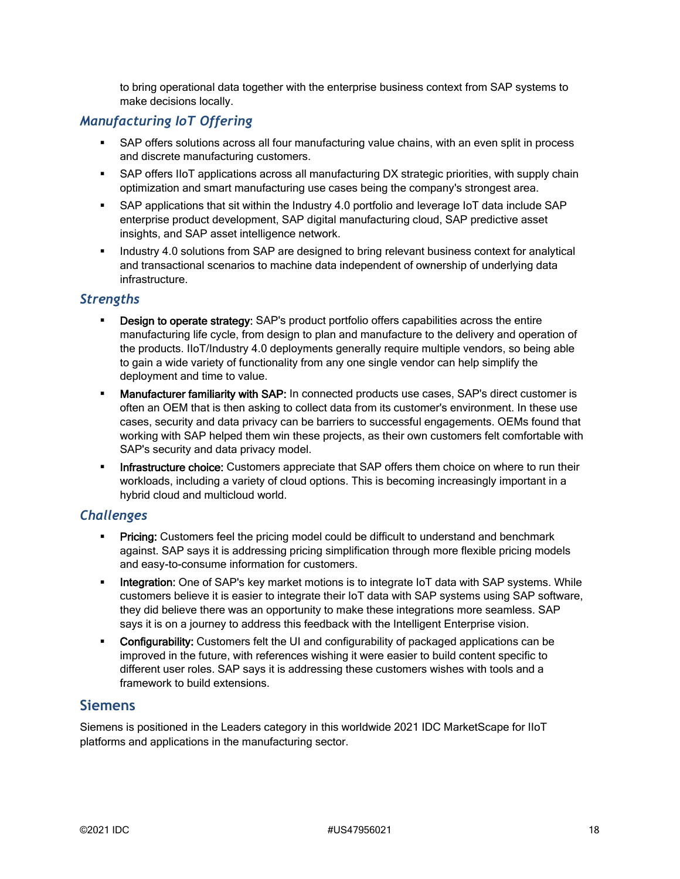to bring operational data together with the enterprise business context from SAP systems to make decisions locally.

### *Manufacturing IoT Offering*

- SAP offers solutions across all four manufacturing value chains, with an even split in process and discrete manufacturing customers.
- SAP offers IIoT applications across all manufacturing DX strategic priorities, with supply chain optimization and smart manufacturing use cases being the company's strongest area.
- SAP applications that sit within the Industry 4.0 portfolio and leverage IoT data include SAP enterprise product development, SAP digital manufacturing cloud, SAP predictive asset insights, and SAP asset intelligence network.
- Industry 4.0 solutions from SAP are designed to bring relevant business context for analytical and transactional scenarios to machine data independent of ownership of underlying data infrastructure.

### *Strengths*

- **Design to operate strategy:** SAP's product portfolio offers capabilities across the entire manufacturing life cycle, from design to plan and manufacture to the delivery and operation of the products. IIoT/Industry 4.0 deployments generally require multiple vendors, so being able to gain a wide variety of functionality from any one single vendor can help simplify the deployment and time to value.
- **Manufacturer familiarity with SAP:** In connected products use cases, SAP's direct customer is often an OEM that is then asking to collect data from its customer's environment. In these use cases, security and data privacy can be barriers to successful engagements. OEMs found that working with SAP helped them win these projects, as their own customers felt comfortable with SAP's security and data privacy model.
- **Infrastructure choice:** Customers appreciate that SAP offers them choice on where to run their workloads, including a variety of cloud options. This is becoming increasingly important in a hybrid cloud and multicloud world.

### *Challenges*

- **Pricing:** Customers feel the pricing model could be difficult to understand and benchmark against. SAP says it is addressing pricing simplification through more flexible pricing models and easy-to-consume information for customers.
- **Integration:** One of SAP's key market motions is to integrate IoT data with SAP systems. While customers believe it is easier to integrate their IoT data with SAP systems using SAP software, they did believe there was an opportunity to make these integrations more seamless. SAP says it is on a journey to address this feedback with the Intelligent Enterprise vision.
- **Configurability:** Customers felt the UI and configurability of packaged applications can be improved in the future, with references wishing it were easier to build content specific to different user roles. SAP says it is addressing these customers wishes with tools and a framework to build extensions.

## Siemens

Siemens is positioned in the Leaders category in this worldwide 2021 IDC MarketScape for IIoT platforms and applications in the manufacturing sector.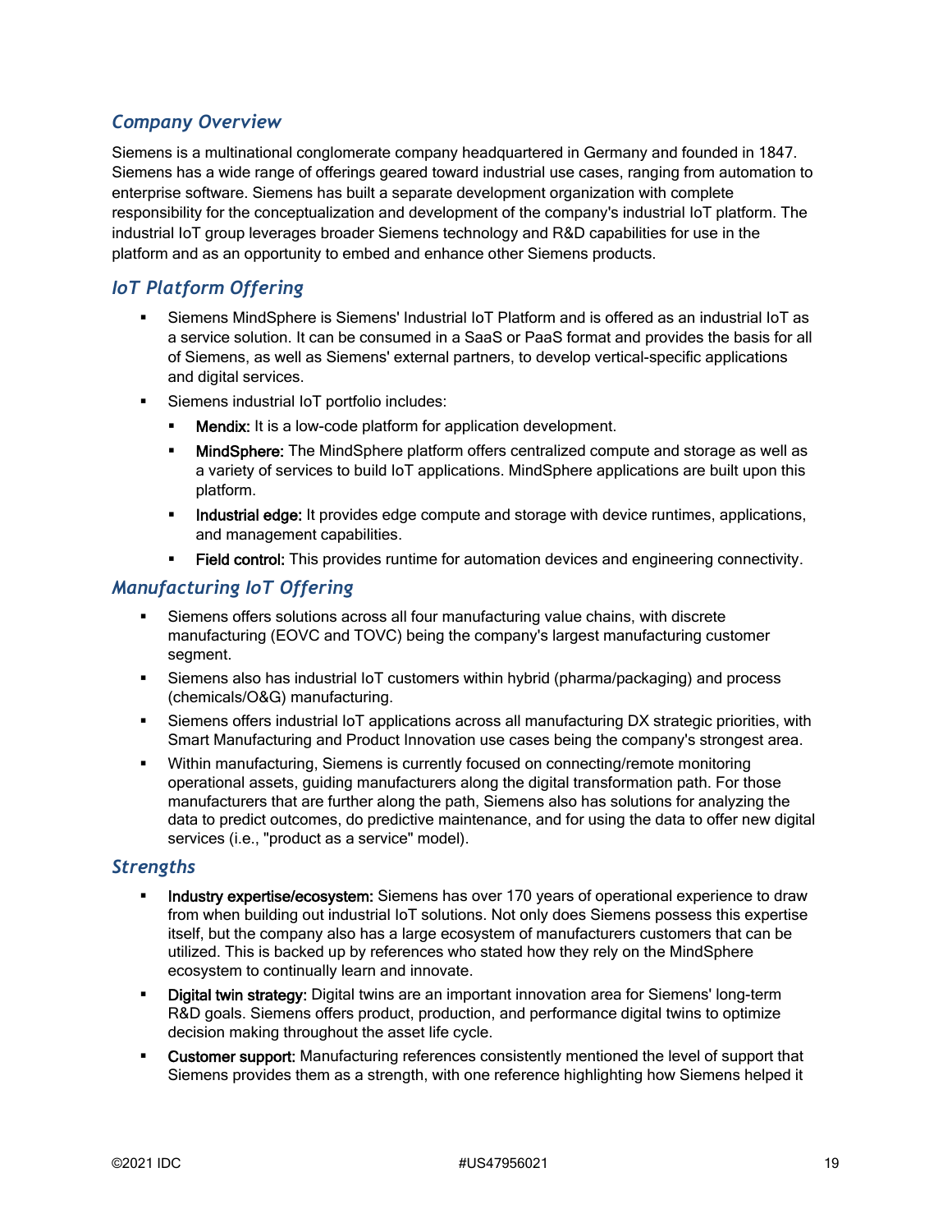## *Company Overview*

Siemens is a multinational conglomerate company headquartered in Germany and founded in 1847. Siemens has a wide range of offerings geared toward industrial use cases, ranging from automation to enterprise software. Siemens has built a separate development organization with complete responsibility for the conceptualization and development of the company's industrial IoT platform. The industrial IoT group leverages broader Siemens technology and R&D capabilities for use in the platform and as an opportunity to embed and enhance other Siemens products.

## *IoT Platform Offering*

- Siemens MindSphere is Siemens' Industrial IoT Platform and is offered as an industrial IoT as a service solution. It can be consumed in a SaaS or PaaS format and provides the basis for all of Siemens, as well as Siemens' external partners, to develop vertical-specific applications and digital services.
- Siemens industrial IoT portfolio includes:
  - **Mendix:** It is a low-code platform for application development.
  - **MindSphere:** The MindSphere platform offers centralized compute and storage as well as a variety of services to build IoT applications. MindSphere applications are built upon this platform.
  - **Industrial edge:** It provides edge compute and storage with device runtimes, applications, and management capabilities.
  - **Field control:** This provides runtime for automation devices and engineering connectivity.

## *Manufacturing IoT Offering*

- Siemens offers solutions across all four manufacturing value chains, with discrete manufacturing (EOVC and TOVC) being the company's largest manufacturing customer segment.
- Siemens also has industrial IoT customers within hybrid (pharma/packaging) and process (chemicals/O&G) manufacturing.
- Siemens offers industrial IoT applications across all manufacturing DX strategic priorities, with Smart Manufacturing and Product Innovation use cases being the company's strongest area.
- Within manufacturing, Siemens is currently focused on connecting/remote monitoring operational assets, guiding manufacturers along the digital transformation path. For those manufacturers that are further along the path, Siemens also has solutions for analyzing the data to predict outcomes, do predictive maintenance, and for using the data to offer new digital services (i.e., "product as a service" model).

## *Strengths*

- **Industry expertise/ecosystem:** Siemens has over 170 years of operational experience to draw from when building out industrial IoT solutions. Not only does Siemens possess this expertise itself, but the company also has a large ecosystem of manufacturers customers that can be utilized. This is backed up by references who stated how they rely on the MindSphere ecosystem to continually learn and innovate.
- **Digital twin strategy:** Digital twins are an important innovation area for Siemens' long-term R&D goals. Siemens offers product, production, and performance digital twins to optimize decision making throughout the asset life cycle.
- **Customer support:** Manufacturing references consistently mentioned the level of support that Siemens provides them as a strength, with one reference highlighting how Siemens helped it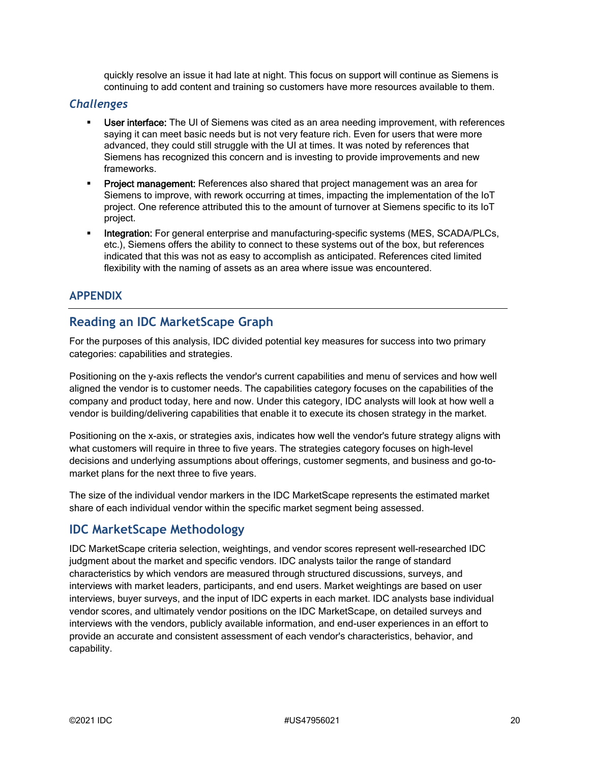quickly resolve an issue it had late at night. This focus on support will continue as Siemens is continuing to add content and training so customers have more resources available to them.

### *Challenges*

- **User interface:** The UI of Siemens was cited as an area needing improvement, with references saying it can meet basic needs but is not very feature rich. Even for users that were more advanced, they could still struggle with the UI at times. It was noted by references that Siemens has recognized this concern and is investing to provide improvements and new frameworks.
- **Project management:** References also shared that project management was an area for Siemens to improve, with rework occurring at times, impacting the implementation of the IoT project. One reference attributed this to the amount of turnover at Siemens specific to its IoT project.
- **Integration:** For general enterprise and manufacturing-specific systems (MES, SCADA/PLCs, etc.), Siemens offers the ability to connect to these systems out of the box, but references indicated that this was not as easy to accomplish as anticipated. References cited limited flexibility with the naming of assets as an area where issue was encountered.

## APPENDIX

## Reading an IDC MarketScape Graph

For the purposes of this analysis, IDC divided potential key measures for success into two primary categories: capabilities and strategies.

Positioning on the y-axis reflects the vendor's current capabilities and menu of services and how well aligned the vendor is to customer needs. The capabilities category focuses on the capabilities of the company and product today, here and now. Under this category, IDC analysts will look at how well a vendor is building/delivering capabilities that enable it to execute its chosen strategy in the market.

Positioning on the x-axis, or strategies axis, indicates how well the vendor's future strategy aligns with what customers will require in three to five years. The strategies category focuses on high-level decisions and underlying assumptions about offerings, customer segments, and business and go-to-market plans for the next three to five years.

The size of the individual vendor markers in the IDC MarketScape represents the estimated market share of each individual vendor within the specific market segment being assessed.

## IDC MarketScape Methodology

IDC MarketScape criteria selection, weightings, and vendor scores represent well-researched IDC judgment about the market and specific vendors. IDC analysts tailor the range of standard characteristics by which vendors are measured through structured discussions, surveys, and interviews with market leaders, participants, and end users. Market weightings are based on user interviews, buyer surveys, and the input of IDC experts in each market. IDC analysts base individual vendor scores, and ultimately vendor positions on the IDC MarketScape, on detailed surveys and interviews with the vendors, publicly available information, and end-user experiences in an effort to provide an accurate and consistent assessment of each vendor's characteristics, behavior, and capability.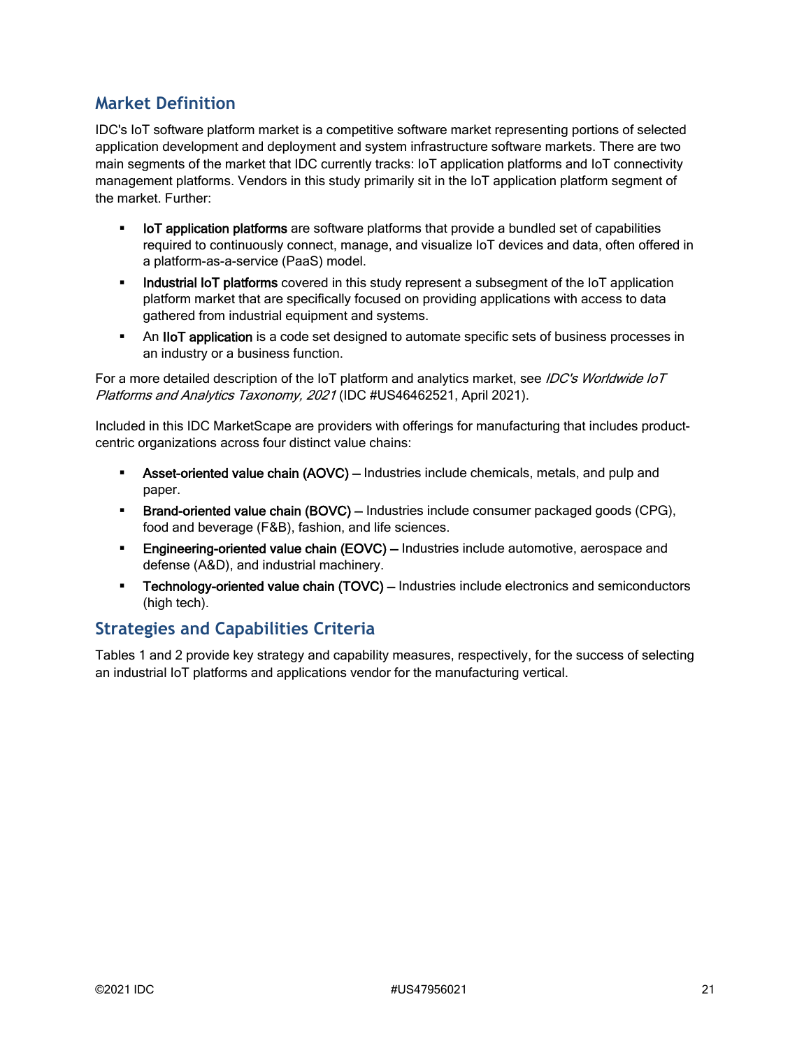## Market Definition

IDC's IoT software platform market is a competitive software market representing portions of selected application development and deployment and system infrastructure software markets. There are two main segments of the market that IDC currently tracks: IoT application platforms and IoT connectivity management platforms. Vendors in this study primarily sit in the IoT application platform segment of the market. Further:

- **IoT application platforms** are software platforms that provide a bundled set of capabilities required to continuously connect, manage, and visualize IoT devices and data, often offered in a platform-as-a-service (PaaS) model.
- **Industrial IoT platforms** covered in this study represent a subsegment of the IoT application platform market that are specifically focused on providing applications with access to data gathered from industrial equipment and systems.
- An **IIoT application** is a code set designed to automate specific sets of business processes in an industry or a business function.

For a more detailed description of the IoT platform and analytics market, see *IDC's Worldwide IoT Platforms and Analytics Taxonomy, 2021* (IDC #US46462521, April 2021).

Included in this IDC MarketScape are providers with offerings for manufacturing that includes product-centric organizations across four distinct value chains:

- **Asset-oriented value chain (AOVC) —** Industries include chemicals, metals, and pulp and paper.
- **Brand-oriented value chain (BOVC) —** Industries include consumer packaged goods (CPG), food and beverage (F&B), fashion, and life sciences.
- **Engineering-oriented value chain (EOVC) —** Industries include automotive, aerospace and defense (A&D), and industrial machinery.
- **Technology-oriented value chain (TOVC) —** Industries include electronics and semiconductors (high tech).

## Strategies and Capabilities Criteria

Tables 1 and 2 provide key strategy and capability measures, respectively, for the success of selecting an industrial IoT platforms and applications vendor for the manufacturing vertical.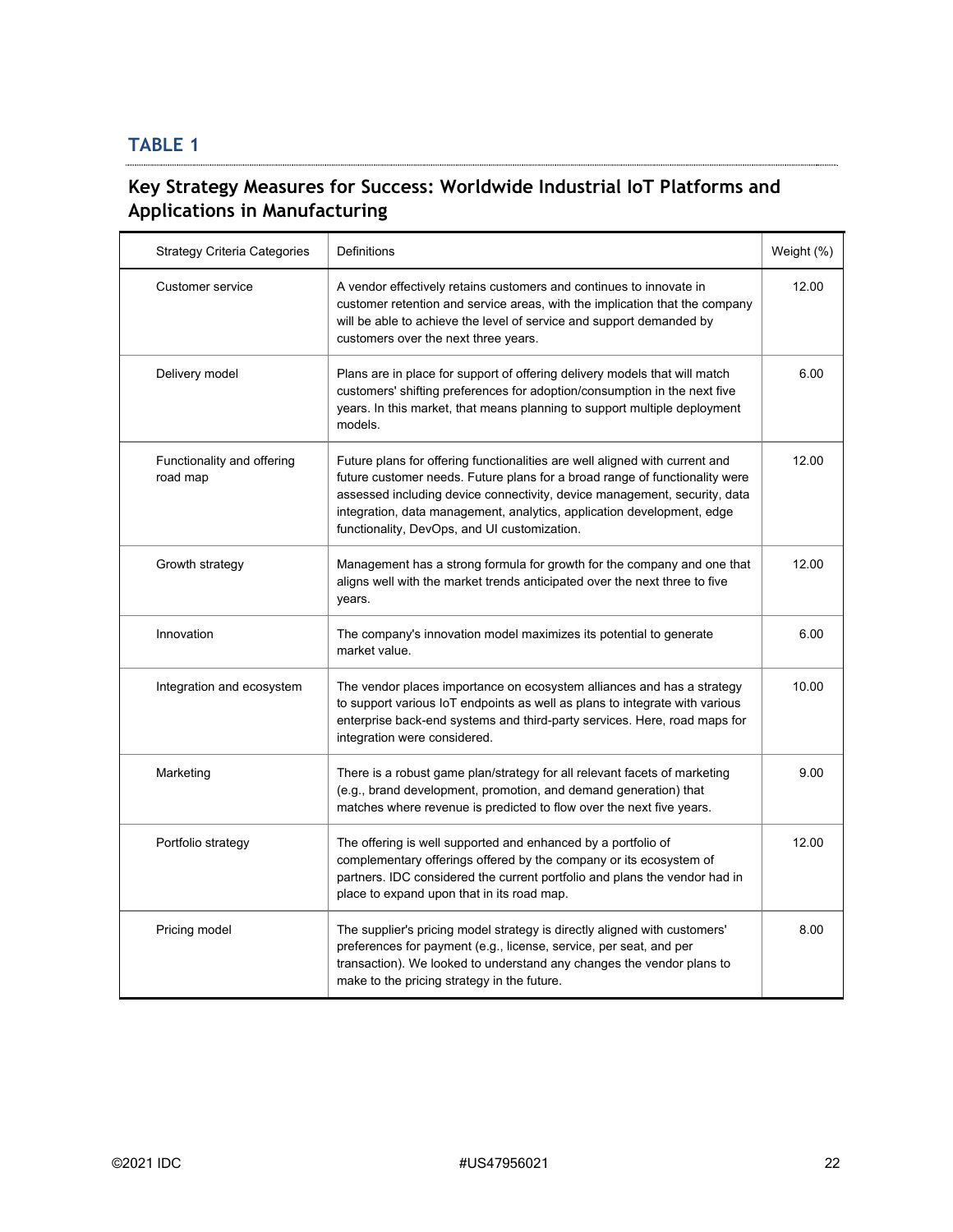## TABLE 1

### Key Strategy Measures for Success: Worldwide Industrial IoT Platforms and Applications in Manufacturing

| Strategy Criteria Categories | Definitions | Weight (%) |
|---|---|---|
| Customer service | A vendor effectively retains customers and continues to innovate in customer retention and service areas, with the implication that the company will be able to achieve the level of service and support demanded by customers over the next three years. | 12.00 |
| Delivery model | Plans are in place for support of offering delivery models that will match customers' shifting preferences for adoption/consumption in the next five years. In this market, that means planning to support multiple deployment models. | 6.00 |
| Functionality and offering road map | Future plans for offering functionalities are well aligned with current and future customer needs. Future plans for a broad range of functionality were assessed including device connectivity, device management, security, data integration, data management, analytics, application development, edge functionality, DevOps, and UI customization. | 12.00 |
| Growth strategy | Management has a strong formula for growth for the company and one that aligns well with the market trends anticipated over the next three to five years. | 12.00 |
| Innovation | The company's innovation model maximizes its potential to generate market value. | 6.00 |
| Integration and ecosystem | The vendor places importance on ecosystem alliances and has a strategy to support various IoT endpoints as well as plans to integrate with various enterprise back-end systems and third-party services. Here, road maps for integration were considered. | 10.00 |
| Marketing | There is a robust game plan/strategy for all relevant facets of marketing (e.g., brand development, promotion, and demand generation) that matches where revenue is predicted to flow over the next five years. | 9.00 |
| Portfolio strategy | The offering is well supported and enhanced by a portfolio of complementary offerings offered by the company or its ecosystem of partners. IDC considered the current portfolio and plans the vendor had in place to expand upon that in its road map. | 12.00 |
| Pricing model | The supplier's pricing model strategy is directly aligned with customers' preferences for payment (e.g., license, service, per seat, and per transaction). We looked to understand any changes the vendor plans to make to the pricing strategy in the future. | 8.00 |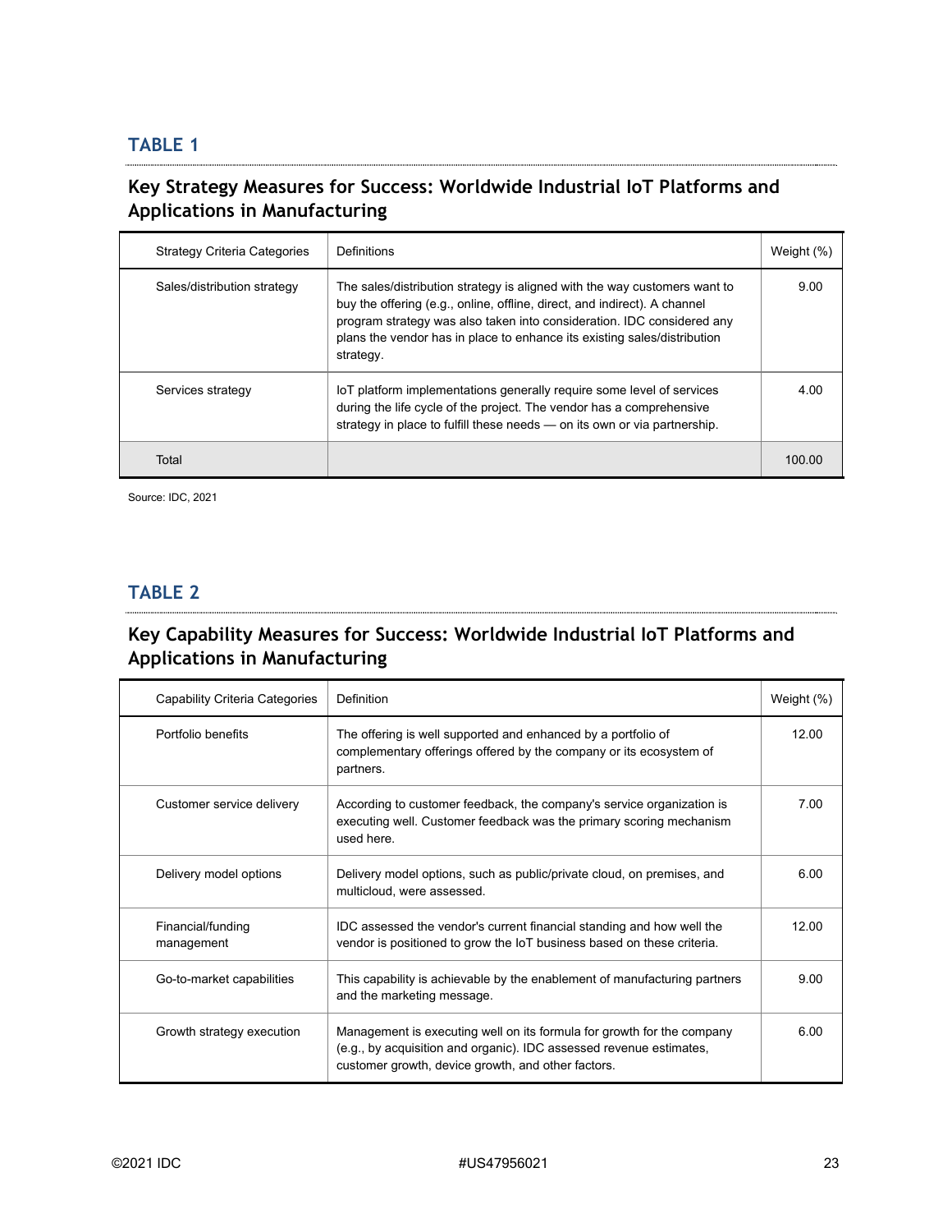## TABLE 1

### Key Strategy Measures for Success: Worldwide Industrial IoT Platforms and Applications in Manufacturing

| Strategy Criteria Categories | Definitions | Weight (%) |
|---|---|---|
| Sales/distribution strategy | The sales/distribution strategy is aligned with the way customers want to buy the offering (e.g., online, offline, direct, and indirect). A channel program strategy was also taken into consideration. IDC considered any plans the vendor has in place to enhance its existing sales/distribution strategy. | 9.00 |
| Services strategy | IoT platform implementations generally require some level of services during the life cycle of the project. The vendor has a comprehensive strategy in place to fulfill these needs — on its own or via partnership. | 4.00 |
| Total | | 100.00 |

Source: IDC, 2021

## TABLE 2

### Key Capability Measures for Success: Worldwide Industrial IoT Platforms and Applications in Manufacturing

| Capability Criteria Categories | Definition | Weight (%) |
|---|---|---|
| Portfolio benefits | The offering is well supported and enhanced by a portfolio of complementary offerings offered by the company or its ecosystem of partners. | 12.00 |
| Customer service delivery | According to customer feedback, the company's service organization is executing well. Customer feedback was the primary scoring mechanism used here. | 7.00 |
| Delivery model options | Delivery model options, such as public/private cloud, on premises, and multicloud, were assessed. | 6.00 |
| Financial/funding management | IDC assessed the vendor's current financial standing and how well the vendor is positioned to grow the IoT business based on these criteria. | 12.00 |
| Go-to-market capabilities | This capability is achievable by the enablement of manufacturing partners and the marketing message. | 9.00 |
| Growth strategy execution | Management is executing well on its formula for growth for the company (e.g., by acquisition and organic). IDC assessed revenue estimates, customer growth, device growth, and other factors. | 6.00 |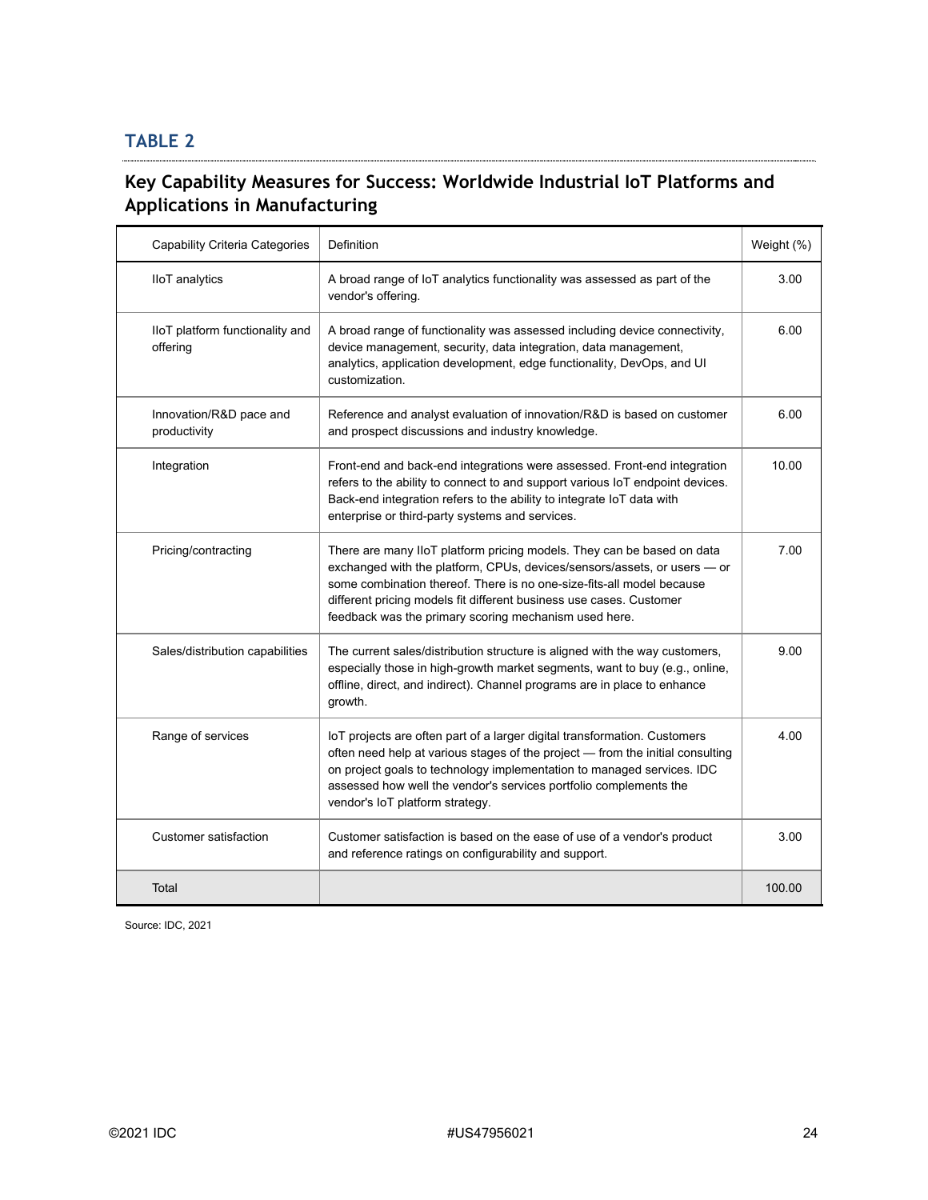## TABLE 2

### Key Capability Measures for Success: Worldwide Industrial IoT Platforms and Applications in Manufacturing

| Capability Criteria Categories | Definition | Weight (%) |
|---|---|---|
| IIoT analytics | A broad range of IoT analytics functionality was assessed as part of the vendor's offering. | 3.00 |
| IIoT platform functionality and offering | A broad range of functionality was assessed including device connectivity, device management, security, data integration, data management, analytics, application development, edge functionality, DevOps, and UI customization. | 6.00 |
| Innovation/R&D pace and productivity | Reference and analyst evaluation of innovation/R&D is based on customer and prospect discussions and industry knowledge. | 6.00 |
| Integration | Front-end and back-end integrations were assessed. Front-end integration refers to the ability to connect to and support various IoT endpoint devices. Back-end integration refers to the ability to integrate IoT data with enterprise or third-party systems and services. | 10.00 |
| Pricing/contracting | There are many IIoT platform pricing models. They can be based on data exchanged with the platform, CPUs, devices/sensors/assets, or users — or some combination thereof. There is no one-size-fits-all model because different pricing models fit different business use cases. Customer feedback was the primary scoring mechanism used here. | 7.00 |
| Sales/distribution capabilities | The current sales/distribution structure is aligned with the way customers, especially those in high-growth market segments, want to buy (e.g., online, offline, direct, and indirect). Channel programs are in place to enhance growth. | 9.00 |
| Range of services | IoT projects are often part of a larger digital transformation. Customers often need help at various stages of the project — from the initial consulting on project goals to technology implementation to managed services. IDC assessed how well the vendor's services portfolio complements the vendor's IoT platform strategy. | 4.00 |
| Customer satisfaction | Customer satisfaction is based on the ease of use of a vendor's product and reference ratings on configurability and support. | 3.00 |
| Total | | 100.00 |

Source: IDC, 2021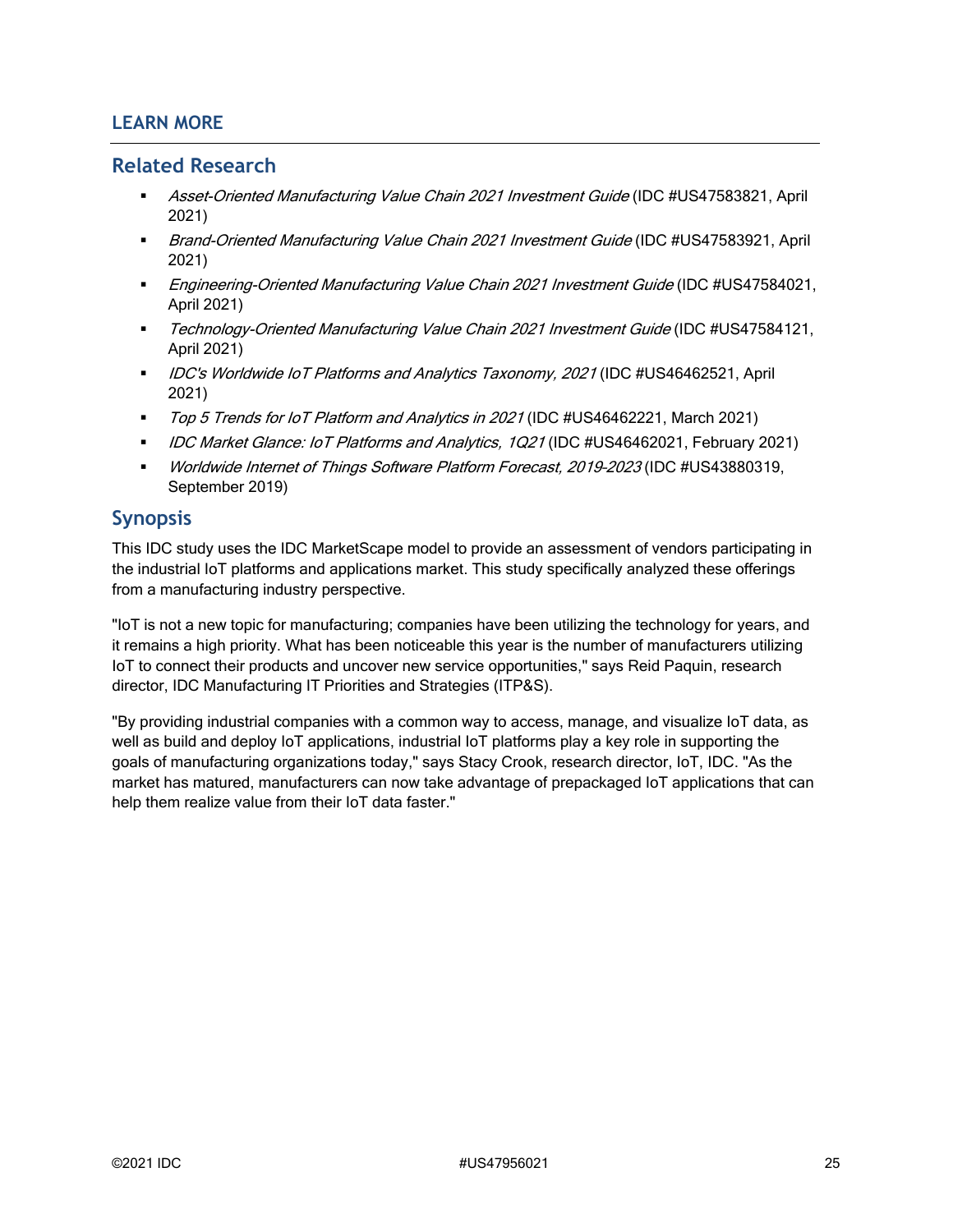## LEARN MORE

### Related Research

- *Asset-Oriented Manufacturing Value Chain 2021 Investment Guide* (IDC #US47583821, April 2021)
- *Brand-Oriented Manufacturing Value Chain 2021 Investment Guide* (IDC #US47583921, April 2021)
- *Engineering-Oriented Manufacturing Value Chain 2021 Investment Guide* (IDC #US47584021, April 2021)
- *Technology-Oriented Manufacturing Value Chain 2021 Investment Guide* (IDC #US47584121, April 2021)
- *IDC's Worldwide IoT Platforms and Analytics Taxonomy, 2021* (IDC #US46462521, April 2021)
- *Top 5 Trends for IoT Platform and Analytics in 2021* (IDC #US46462221, March 2021)
- *IDC Market Glance: IoT Platforms and Analytics, 1Q21* (IDC #US46462021, February 2021)
- *Worldwide Internet of Things Software Platform Forecast, 2019-2023* (IDC #US43880319, September 2019)

### Synopsis

This IDC study uses the IDC MarketScape model to provide an assessment of vendors participating in the industrial IoT platforms and applications market. This study specifically analyzed these offerings from a manufacturing industry perspective.

"IoT is not a new topic for manufacturing; companies have been utilizing the technology for years, and it remains a high priority. What has been noticeable this year is the number of manufacturers utilizing IoT to connect their products and uncover new service opportunities," says Reid Paquin, research director, IDC Manufacturing IT Priorities and Strategies (ITP&S).

"By providing industrial companies with a common way to access, manage, and visualize IoT data, as well as build and deploy IoT applications, industrial IoT platforms play a key role in supporting the goals of manufacturing organizations today," says Stacy Crook, research director, IoT, IDC. "As the market has matured, manufacturers can now take advantage of prepackaged IoT applications that can help them realize value from their IoT data faster."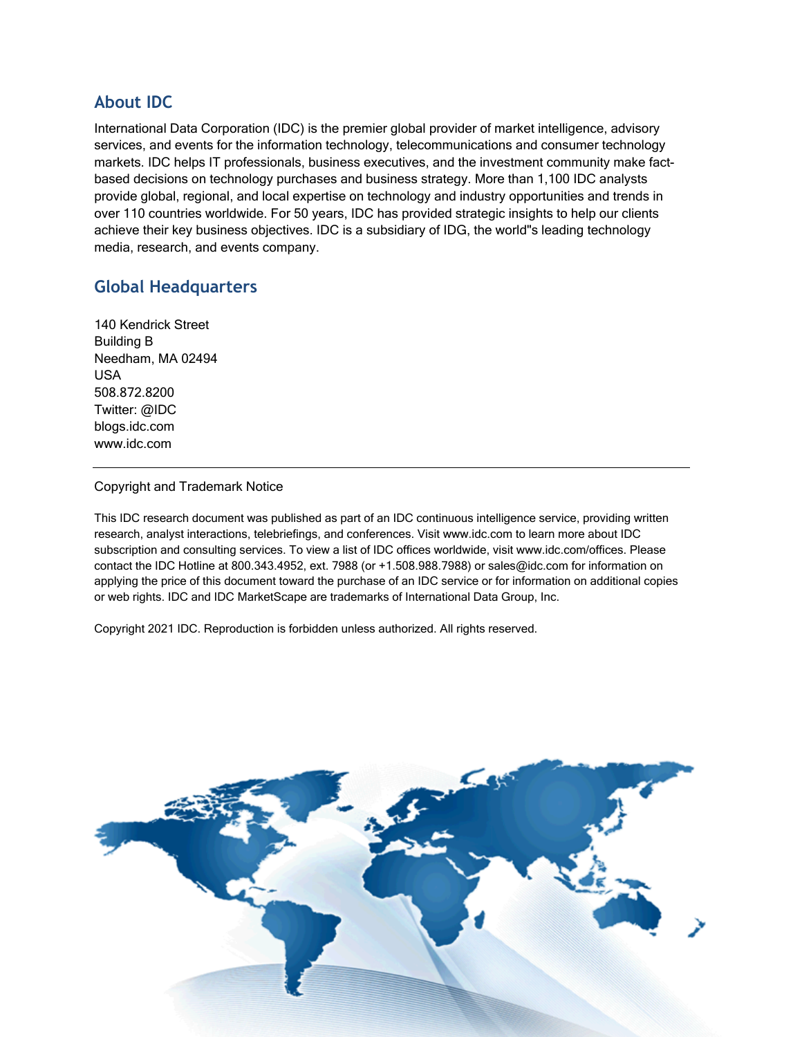## About IDC

International Data Corporation (IDC) is the premier global provider of market intelligence, advisory services, and events for the information technology, telecommunications and consumer technology markets. IDC helps IT professionals, business executives, and the investment community make fact-based decisions on technology purchases and business strategy. More than 1,100 IDC analysts provide global, regional, and local expertise on technology and industry opportunities and trends in over 110 countries worldwide. For 50 years, IDC has provided strategic insights to help our clients achieve their key business objectives. IDC is a subsidiary of IDG, the world''s leading technology media, research, and events company.

## Global Headquarters

140 Kendrick Street
Building B
Needham, MA 02494
USA
508.872.8200
Twitter: @IDC
blogs.idc.com
www.idc.com

---

Copyright and Trademark Notice

This IDC research document was published as part of an IDC continuous intelligence service, providing written research, analyst interactions, telebriefings, and conferences. Visit www.idc.com to learn more about IDC subscription and consulting services. To view a list of IDC offices worldwide, visit www.idc.com/offices. Please contact the IDC Hotline at 800.343.4952, ext. 7988 (or +1.508.988.7988) or sales@idc.com for information on applying the price of this document toward the purchase of an IDC service or for information on additional copies or web rights. IDC and IDC MarketScape are trademarks of International Data Group, Inc.

Copyright 2021 IDC. Reproduction is forbidden unless authorized. All rights reserved.